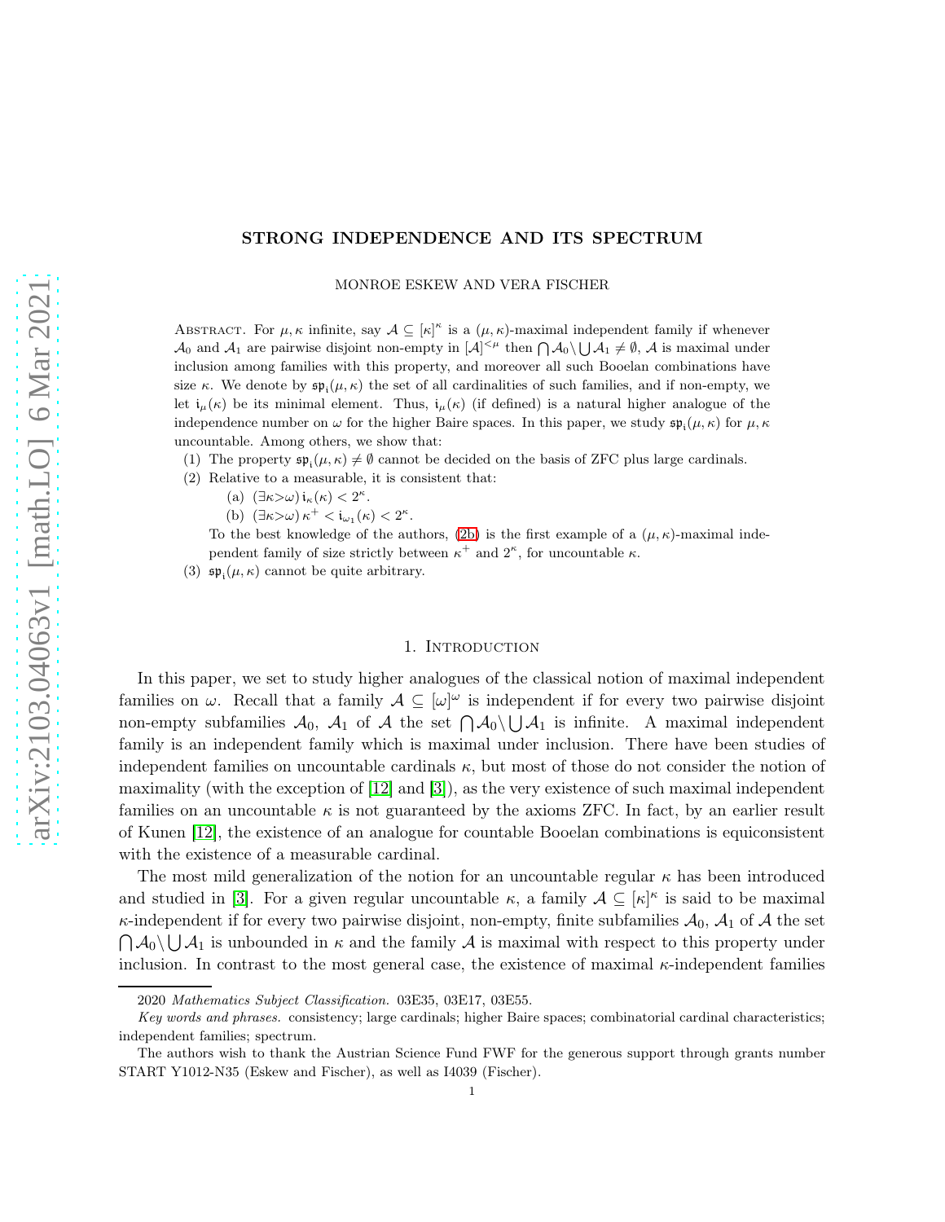# STRONG INDEPENDENCE AND ITS SPECTRUM

MONROE ESKEW AND VERA FISCHER

ABSTRACT. For $\mu, \kappa$ infinite, say $\mathcal{A} \subseteq [\kappa]^\kappa$ is a $(\mu, \kappa)$-maximal independent family if whenever $\mathcal{A}_0$ and $\mathcal{A}_1$ are pairwise disjoint non-empty in $[\mathcal{A}]^{<\mu}$ then $\bigcap \mathcal{A}_0 \backslash \bigcup \mathcal{A}_1 \neq \emptyset$, $\mathcal{A}$ is maximal under inclusion among families with this property, and moreover all such Booelan combinations have size $\kappa$. We denote by $\mathfrak{sp}_{\mathfrak{i}}(\mu, \kappa)$ the set of all cardinalities of such families, and if non-empty, we let $\mathfrak{i}_\mu(\kappa)$ be its minimal element. Thus, $\mathfrak{i}_\mu(\kappa)$ (if defined) is a natural higher analogue of the independence number on $\omega$ for the higher Baire spaces. In this paper, we study $\mathfrak{sp}_{\mathfrak{i}}(\mu, \kappa)$ for $\mu, \kappa$ uncountable. Among others, we show that:

(1) The property $\mathfrak{sp}_{\mathfrak{i}}(\mu, \kappa) \neq \emptyset$ cannot be decided on the basis of ZFC plus large cardinals.

(2) Relative to a measurable, it is consistent that:
   (a) $(\exists \kappa > \omega)\, \mathfrak{i}_\kappa(\kappa) < 2^\kappa$.
   (b) $(\exists \kappa > \omega)\, \kappa^+ < \mathfrak{i}_{\omega_1}(\kappa) < 2^\kappa$.

   To the best knowledge of the authors, (2b) is the first example of a $(\mu, \kappa)$-maximal independent family of size strictly between $\kappa^+$ and $2^\kappa$, for uncountable $\kappa$.

(3) $\mathfrak{sp}_{\mathfrak{i}}(\mu, \kappa)$ cannot be quite arbitrary.

## 1. INTRODUCTION

In this paper, we set to study higher analogues of the classical notion of maximal independent families on $\omega$. Recall that a family $\mathcal{A} \subseteq [\omega]^\omega$ is independent if for every two pairwise disjoint non-empty subfamilies $\mathcal{A}_0$, $\mathcal{A}_1$ of $\mathcal{A}$ the set $\bigcap \mathcal{A}_0 \backslash \bigcup \mathcal{A}_1$ is infinite. A maximal independent family is an independent family which is maximal under inclusion. There have been studies of independent families on uncountable cardinals $\kappa$, but most of those do not consider the notion of maximality (with the exception of [12] and [3]), as the very existence of such maximal independent families on an uncountable $\kappa$ is not guaranteed by the axioms ZFC. In fact, by an earlier result of Kunen [12], the existence of an analogue for countable Booelan combinations is equiconsistent with the existence of a measurable cardinal.

The most mild generalization of the notion for an uncountable regular $\kappa$ has been introduced and studied in [3]. For a given regular uncountable $\kappa$, a family $\mathcal{A} \subseteq [\kappa]^\kappa$ is said to be maximal $\kappa$-independent if for every two pairwise disjoint, non-empty, finite subfamilies $\mathcal{A}_0$, $\mathcal{A}_1$ of $\mathcal{A}$ the set $\bigcap \mathcal{A}_0 \backslash \bigcup \mathcal{A}_1$ is unbounded in $\kappa$ and the family $\mathcal{A}$ is maximal with respect to this property under inclusion. In contrast to the most general case, the existence of maximal $\kappa$-independent families

---

2020 *Mathematics Subject Classification.* 03E35, 03E17, 03E55.

*Key words and phrases.* consistency; large cardinals; higher Baire spaces; combinatorial cardinal characteristics; independent families; spectrum.

The authors wish to thank the Austrian Science Fund FWF for the generous support through grants number START Y1012-N35 (Eskew and Fischer), as well as I4039 (Fischer).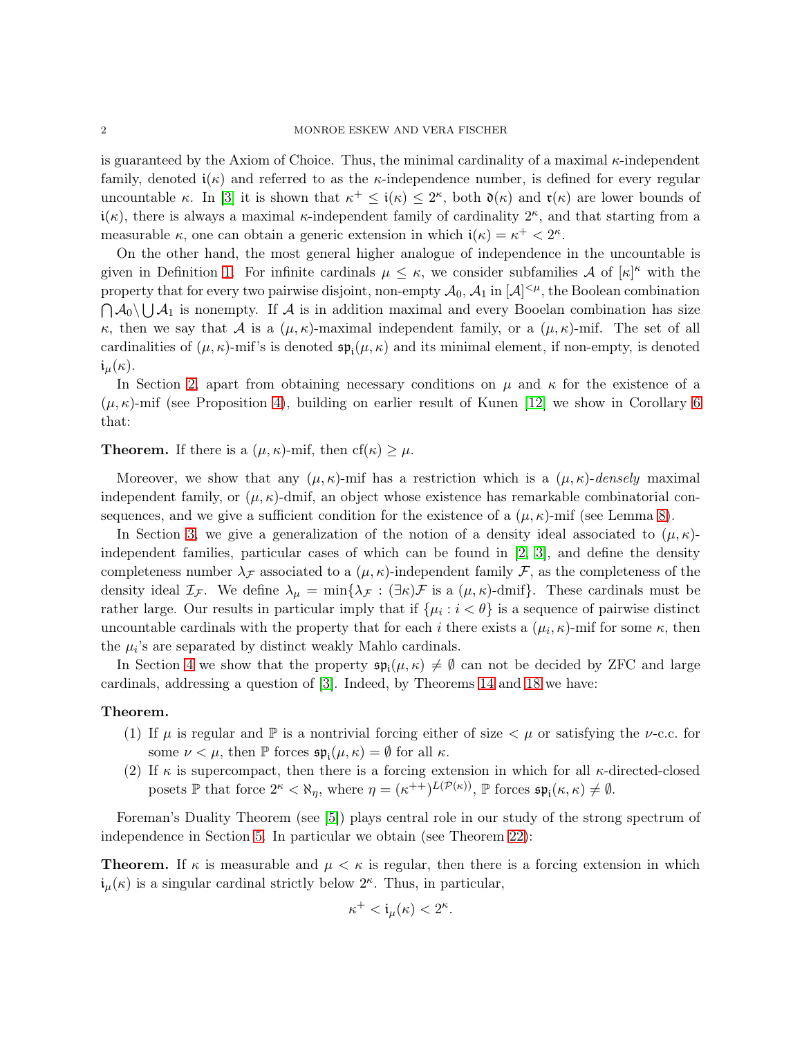is guaranteed by the Axiom of Choice. Thus, the minimal cardinality of a maximal $\kappa$-independent family, denoted $\mathfrak{i}(\kappa)$ and referred to as the $\kappa$-independence number, is defined for every regular uncountable $\kappa$. In [3] it is shown that $\kappa^+ \leq \mathfrak{i}(\kappa) \leq 2^\kappa$, both $\mathfrak{d}(\kappa)$ and $\mathfrak{r}(\kappa)$ are lower bounds of $\mathfrak{i}(\kappa)$, there is always a maximal $\kappa$-independent family of cardinality $2^\kappa$, and that starting from a measurable $\kappa$, one can obtain a generic extension in which $\mathfrak{i}(\kappa) = \kappa^+ < 2^\kappa$.

On the other hand, the most general higher analogue of independence in the uncountable is given in Definition 1. For infinite cardinals $\mu \leq \kappa$, we consider subfamilies $\mathcal{A}$ of $[\kappa]^\kappa$ with the property that for every two pairwise disjoint, non-empty $\mathcal{A}_0, \mathcal{A}_1$ in $[\mathcal{A}]^{<\mu}$, the Boolean combination $\bigcap \mathcal{A}_0 \backslash \bigcup \mathcal{A}_1$ is nonempty. If $\mathcal{A}$ is in addition maximal and every Booelan combination has size $\kappa$, then we say that $\mathcal{A}$ is a $(\mu, \kappa)$-maximal independent family, or a $(\mu, \kappa)$-mif. The set of all cardinalities of $(\mu, \kappa)$-mif's is denoted $\mathfrak{sp}_\mathfrak{i}(\mu, \kappa)$ and its minimal element, if non-empty, is denoted $\mathfrak{i}_\mu(\kappa)$.

In Section 2, apart from obtaining necessary conditions on $\mu$ and $\kappa$ for the existence of a $(\mu, \kappa)$-mif (see Proposition 4), building on earlier result of Kunen [12] we show in Corollary 6 that:

**Theorem.** If there is a $(\mu, \kappa)$-mif, then $\mathrm{cf}(\kappa) \geq \mu$.

Moreover, we show that any $(\mu, \kappa)$-mif has a restriction which is a $(\mu, \kappa)$-*densely* maximal independent family, or $(\mu, \kappa)$-dmif, an object whose existence has remarkable combinatorial consequences, and we give a sufficient condition for the existence of a $(\mu, \kappa)$-mif (see Lemma 8).

In Section 3, we give a generalization of the notion of a density ideal associated to $(\mu, \kappa)$-independent families, particular cases of which can be found in [2, 3], and define the density completeness number $\lambda_\mathcal{F}$ associated to a $(\mu, \kappa)$-independent family $\mathcal{F}$, as the completeness of the density ideal $\mathcal{I}_\mathcal{F}$. We define $\lambda_\mu = \min\{\lambda_\mathcal{F} : (\exists \kappa)\mathcal{F} \text{ is a } (\mu, \kappa)\text{-dmif}\}$. These cardinals must be rather large. Our results in particular imply that if $\{\mu_i : i < \theta\}$ is a sequence of pairwise distinct uncountable cardinals with the property that for each $i$ there exists a $(\mu_i, \kappa)$-mif for some $\kappa$, then the $\mu_i$'s are separated by distinct weakly Mahlo cardinals.

In Section 4 we show that the property $\mathfrak{sp}_\mathfrak{i}(\mu, \kappa) \neq \emptyset$ can not be decided by ZFC and large cardinals, addressing a question of [3]. Indeed, by Theorems 14 and 18 we have:

**Theorem.**

1. If $\mu$ is regular and $\mathbb{P}$ is a nontrivial forcing either of size $< \mu$ or satisfying the $\nu$-c.c. for some $\nu < \mu$, then $\mathbb{P}$ forces $\mathfrak{sp}_\mathfrak{i}(\mu, \kappa) = \emptyset$ for all $\kappa$.
2. If $\kappa$ is supercompact, then there is a forcing extension in which for all $\kappa$-directed-closed posets $\mathbb{P}$ that force $2^\kappa < \aleph_\eta$, where $\eta = (\kappa^{++})^{L(\mathcal{P}(\kappa))}$, $\mathbb{P}$ forces $\mathfrak{sp}_\mathfrak{i}(\kappa, \kappa) \neq \emptyset$.

Foreman's Duality Theorem (see [5]) plays central role in our study of the strong spectrum of independence in Section 5. In particular we obtain (see Theorem 22):

**Theorem.** If $\kappa$ is measurable and $\mu < \kappa$ is regular, then there is a forcing extension in which $\mathfrak{i}_\mu(\kappa)$ is a singular cardinal strictly below $2^\kappa$. Thus, in particular,

$$\kappa^+ < \mathfrak{i}_\mu(\kappa) < 2^\kappa.$$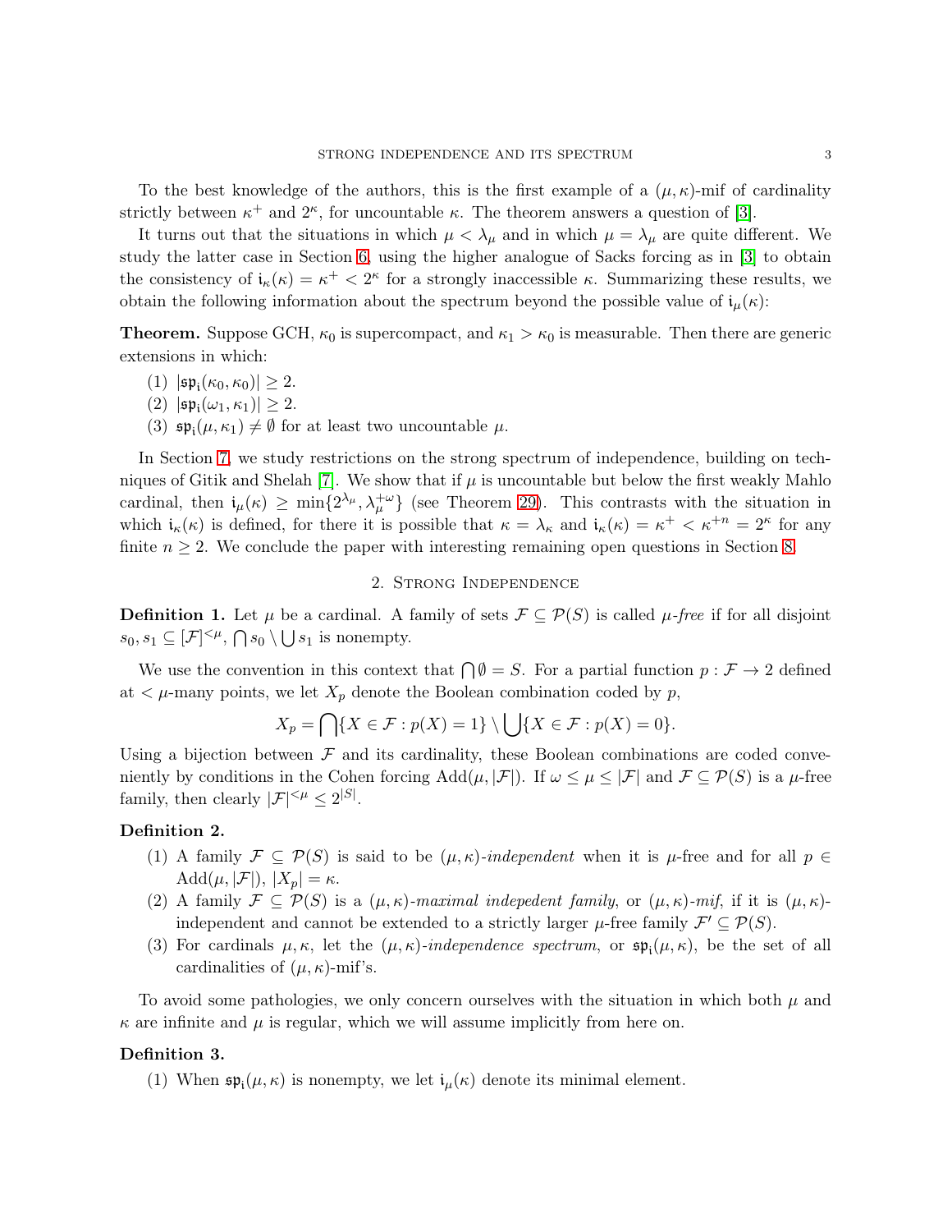To the best knowledge of the authors, this is the first example of a $(\mu, \kappa)$-mif of cardinality strictly between $\kappa^+$ and $2^\kappa$, for uncountable $\kappa$. The theorem answers a question of [3].

It turns out that the situations in which $\mu < \lambda_\mu$ and in which $\mu = \lambda_\mu$ are quite different. We study the latter case in Section 6, using the higher analogue of Sacks forcing as in [3] to obtain the consistency of $\mathfrak{i}_\kappa(\kappa) = \kappa^+ < 2^\kappa$ for a strongly inaccessible $\kappa$. Summarizing these results, we obtain the following information about the spectrum beyond the possible value of $\mathfrak{i}_\mu(\kappa)$:

**Theorem.** Suppose GCH, $\kappa_0$ is supercompact, and $\kappa_1 > \kappa_0$ is measurable. Then there are generic extensions in which:

1. $|\mathfrak{sp}_\mathfrak{i}(\kappa_0, \kappa_0)| \geq 2$.
2. $|\mathfrak{sp}_\mathfrak{i}(\omega_1, \kappa_1)| \geq 2$.
3. $\mathfrak{sp}_\mathfrak{i}(\mu, \kappa_1) \neq \emptyset$ for at least two uncountable $\mu$.

In Section 7, we study restrictions on the strong spectrum of independence, building on techniques of Gitik and Shelah [7]. We show that if $\mu$ is uncountable but below the first weakly Mahlo cardinal, then $\mathfrak{i}_\mu(\kappa) \geq \min\{2^{\lambda_\mu}, \lambda_\mu^{+\omega}\}$ (see Theorem 29). This contrasts with the situation in which $\mathfrak{i}_\kappa(\kappa)$ is defined, for there it is possible that $\kappa = \lambda_\kappa$ and $\mathfrak{i}_\kappa(\kappa) = \kappa^+ < \kappa^{+n} = 2^\kappa$ for any finite $n \geq 2$. We conclude the paper with interesting remaining open questions in Section 8.

## 2. Strong Independence

**Definition 1.** Let $\mu$ be a cardinal. A family of sets $\mathcal{F} \subseteq \mathcal{P}(S)$ is called *$\mu$-free* if for all disjoint $s_0, s_1 \subseteq [\mathcal{F}]^{<\mu}$, $\bigcap s_0 \setminus \bigcup s_1$ is nonempty.

We use the convention in this context that $\bigcap \emptyset = S$. For a partial function $p : \mathcal{F} \to 2$ defined at $< \mu$-many points, we let $X_p$ denote the Boolean combination coded by $p$,

$$X_p = \bigcap\{X \in \mathcal{F} : p(X) = 1\} \setminus \bigcup\{X \in \mathcal{F} : p(X) = 0\}.$$

Using a bijection between $\mathcal{F}$ and its cardinality, these Boolean combinations are coded conveniently by conditions in the Cohen forcing $\mathrm{Add}(\mu, |\mathcal{F}|)$. If $\omega \leq \mu \leq |\mathcal{F}|$ and $\mathcal{F} \subseteq \mathcal{P}(S)$ is a $\mu$-free family, then clearly $|\mathcal{F}|^{<\mu} \leq 2^{|S|}$.

**Definition 2.**

1. A family $\mathcal{F} \subseteq \mathcal{P}(S)$ is said to be *$(\mu, \kappa)$-independent* when it is $\mu$-free and for all $p \in \mathrm{Add}(\mu, |\mathcal{F}|)$, $|X_p| = \kappa$.
2. A family $\mathcal{F} \subseteq \mathcal{P}(S)$ is a *$(\mu, \kappa)$-maximal indepedent family*, or *$(\mu, \kappa)$-mif*, if it is $(\mu, \kappa)$-independent and cannot be extended to a strictly larger $\mu$-free family $\mathcal{F}' \subseteq \mathcal{P}(S)$.
3. For cardinals $\mu, \kappa$, let the *$(\mu, \kappa)$-independence spectrum*, or $\mathfrak{sp}_\mathfrak{i}(\mu, \kappa)$, be the set of all cardinalities of $(\mu, \kappa)$-mif's.

To avoid some pathologies, we only concern ourselves with the situation in which both $\mu$ and $\kappa$ are infinite and $\mu$ is regular, which we will assume implicitly from here on.

**Definition 3.**

1. When $\mathfrak{sp}_\mathfrak{i}(\mu, \kappa)$ is nonempty, we let $\mathfrak{i}_\mu(\kappa)$ denote its minimal element.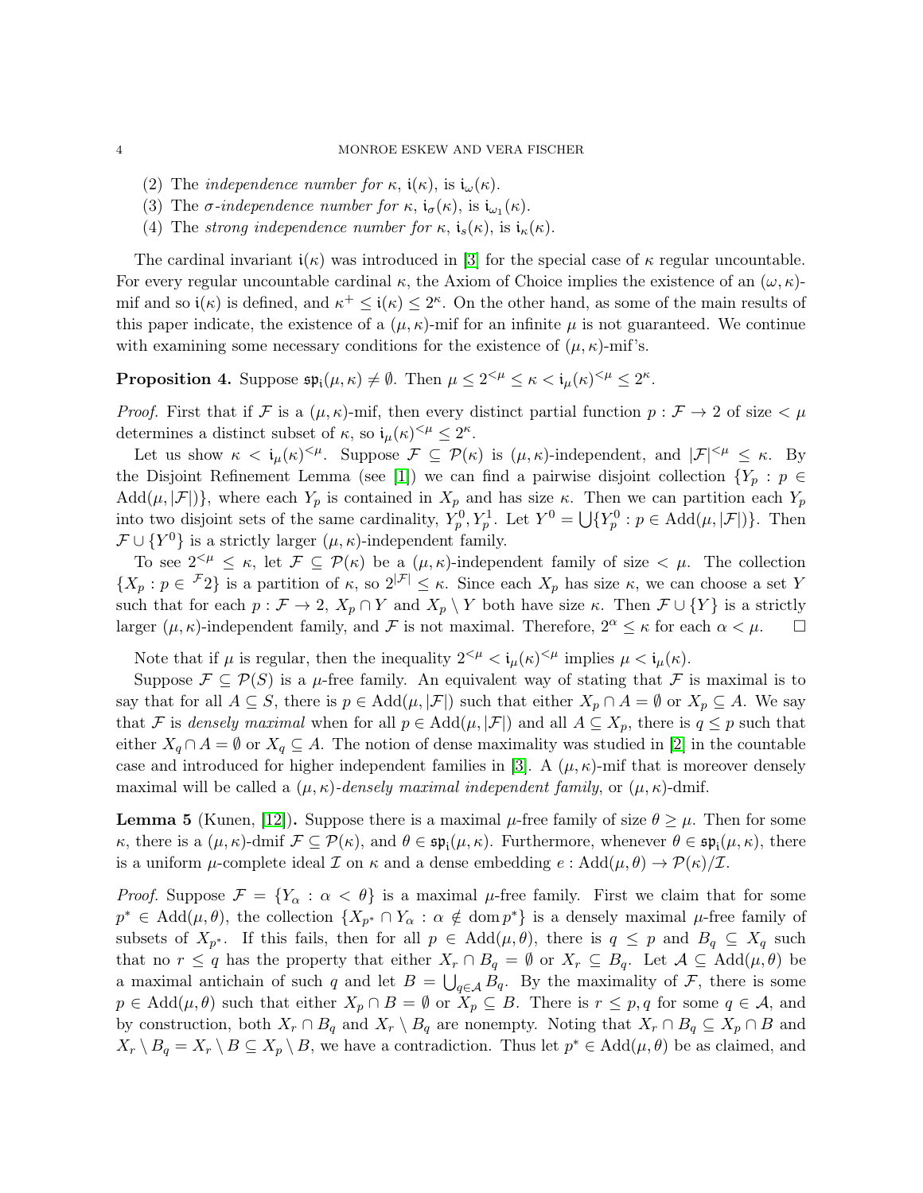(2) The *independence number for* $\kappa$, $\mathfrak{i}(\kappa)$, is $\mathfrak{i}_\omega(\kappa)$.
(3) The $\sigma$*-independence number for* $\kappa$, $\mathfrak{i}_\sigma(\kappa)$, is $\mathfrak{i}_{\omega_1}(\kappa)$.
(4) The *strong independence number for* $\kappa$, $\mathfrak{i}_s(\kappa)$, is $\mathfrak{i}_\kappa(\kappa)$.

The cardinal invariant $\mathfrak{i}(\kappa)$ was introduced in [3] for the special case of $\kappa$ regular uncountable. For every regular uncountable cardinal $\kappa$, the Axiom of Choice implies the existence of an $(\omega, \kappa)$-mif and so $\mathfrak{i}(\kappa)$ is defined, and $\kappa^+ \leq \mathfrak{i}(\kappa) \leq 2^\kappa$. On the other hand, as some of the main results of this paper indicate, the existence of a $(\mu, \kappa)$-mif for an infinite $\mu$ is not guaranteed. We continue with examining some necessary conditions for the existence of $(\mu, \kappa)$-mif's.

**Proposition 4.** Suppose $\mathfrak{sp}_\mathfrak{i}(\mu, \kappa) \neq \emptyset$. Then $\mu \leq 2^{<\mu} \leq \kappa < \mathfrak{i}_\mu(\kappa)^{<\mu} \leq 2^\kappa$.

*Proof.* First that if $\mathcal{F}$ is a $(\mu, \kappa)$-mif, then every distinct partial function $p : \mathcal{F} \to 2$ of size $< \mu$ determines a distinct subset of $\kappa$, so $\mathfrak{i}_\mu(\kappa)^{<\mu} \leq 2^\kappa$.

Let us show $\kappa < \mathfrak{i}_\mu(\kappa)^{<\mu}$. Suppose $\mathcal{F} \subseteq \mathcal{P}(\kappa)$ is $(\mu, \kappa)$-independent, and $|\mathcal{F}|^{<\mu} \leq \kappa$. By the Disjoint Refinement Lemma (see [1]) we can find a pairwise disjoint collection $\{Y_p : p \in \mathrm{Add}(\mu, |\mathcal{F}|)\}$, where each $Y_p$ is contained in $X_p$ and has size $\kappa$. Then we can partition each $Y_p$ into two disjoint sets of the same cardinality, $Y_p^0, Y_p^1$. Let $Y^0 = \bigcup\{Y_p^0 : p \in \mathrm{Add}(\mu, |\mathcal{F}|)\}$. Then $\mathcal{F} \cup \{Y^0\}$ is a strictly larger $(\mu, \kappa)$-independent family.

To see $2^{<\mu} \leq \kappa$, let $\mathcal{F} \subseteq \mathcal{P}(\kappa)$ be a $(\mu, \kappa)$-independent family of size $< \mu$. The collection $\{X_p : p \in {}^{\mathcal{F}}2\}$ is a partition of $\kappa$, so $2^{|\mathcal{F}|} \leq \kappa$. Since each $X_p$ has size $\kappa$, we can choose a set $Y$ such that for each $p : \mathcal{F} \to 2$, $X_p \cap Y$ and $X_p \setminus Y$ both have size $\kappa$. Then $\mathcal{F} \cup \{Y\}$ is a strictly larger $(\mu, \kappa)$-independent family, and $\mathcal{F}$ is not maximal. Therefore, $2^\alpha \leq \kappa$ for each $\alpha < \mu$. $\square$

Note that if $\mu$ is regular, then the inequality $2^{<\mu} < \mathfrak{i}_\mu(\kappa)^{<\mu}$ implies $\mu < \mathfrak{i}_\mu(\kappa)$.

Suppose $\mathcal{F} \subseteq \mathcal{P}(S)$ is a $\mu$-free family. An equivalent way of stating that $\mathcal{F}$ is maximal is to say that for all $A \subseteq S$, there is $p \in \mathrm{Add}(\mu, |\mathcal{F}|)$ such that either $X_p \cap A = \emptyset$ or $X_p \subseteq A$. We say that $\mathcal{F}$ is *densely maximal* when for all $p \in \mathrm{Add}(\mu, |\mathcal{F}|)$ and all $A \subseteq X_p$, there is $q \leq p$ such that either $X_q \cap A = \emptyset$ or $X_q \subseteq A$. The notion of dense maximality was studied in [2] in the countable case and introduced for higher independent families in [3]. A $(\mu, \kappa)$-mif that is moreover densely maximal will be called a $(\mu, \kappa)$-*densely maximal independent family*, or $(\mu, \kappa)$-dmif.

**Lemma 5** (Kunen, [12])**.** Suppose there is a maximal $\mu$-free family of size $\theta \geq \mu$. Then for some $\kappa$, there is a $(\mu, \kappa)$-dmif $\mathcal{F} \subseteq \mathcal{P}(\kappa)$, and $\theta \in \mathfrak{sp}_\mathfrak{i}(\mu, \kappa)$. Furthermore, whenever $\theta \in \mathfrak{sp}_\mathfrak{i}(\mu, \kappa)$, there is a uniform $\mu$-complete ideal $\mathcal{I}$ on $\kappa$ and a dense embedding $e : \mathrm{Add}(\mu, \theta) \to \mathcal{P}(\kappa)/\mathcal{I}$.

*Proof.* Suppose $\mathcal{F} = \{Y_\alpha : \alpha < \theta\}$ is a maximal $\mu$-free family. First we claim that for some $p^* \in \mathrm{Add}(\mu, \theta)$, the collection $\{X_{p^*} \cap Y_\alpha : \alpha \notin \mathrm{dom}\, p^*\}$ is a densely maximal $\mu$-free family of subsets of $X_{p^*}$. If this fails, then for all $p \in \mathrm{Add}(\mu, \theta)$, there is $q \leq p$ and $B_q \subseteq X_q$ such that no $r \leq q$ has the property that either $X_r \cap B_q = \emptyset$ or $X_r \subseteq B_q$. Let $\mathcal{A} \subseteq \mathrm{Add}(\mu, \theta)$ be a maximal antichain of such $q$ and let $B = \bigcup_{q \in \mathcal{A}} B_q$. By the maximality of $\mathcal{F}$, there is some $p \in \mathrm{Add}(\mu, \theta)$ such that either $X_p \cap B = \emptyset$ or $X_p \subseteq B$. There is $r \leq p, q$ for some $q \in \mathcal{A}$, and by construction, both $X_r \cap B_q$ and $X_r \setminus B_q$ are nonempty. Noting that $X_r \cap B_q \subseteq X_p \cap B$ and $X_r \setminus B_q = X_r \setminus B \subseteq X_p \setminus B$, we have a contradiction. Thus let $p^* \in \mathrm{Add}(\mu, \theta)$ be as claimed, and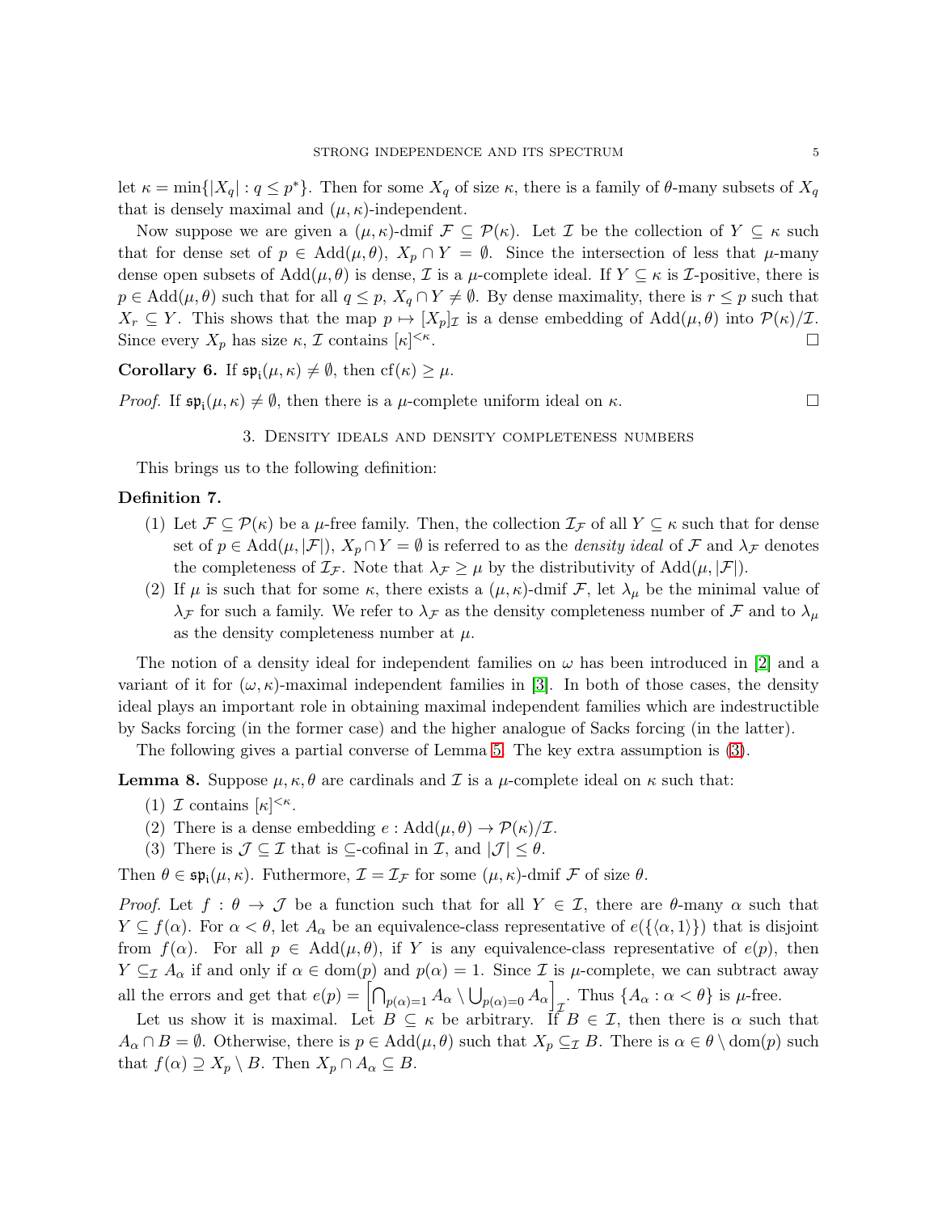let $\kappa = \min\{|X_q| : q \leq p^*\}$. Then for some $X_q$ of size $\kappa$, there is a family of $\theta$-many subsets of $X_q$ that is densely maximal and $(\mu, \kappa)$-independent.

Now suppose we are given a $(\mu, \kappa)$-dmif $\mathcal{F} \subseteq \mathcal{P}(\kappa)$. Let $\mathcal{I}$ be the collection of $Y \subseteq \kappa$ such that for dense set of $p \in \mathrm{Add}(\mu, \theta)$, $X_p \cap Y = \emptyset$. Since the intersection of less that $\mu$-many dense open subsets of $\mathrm{Add}(\mu, \theta)$ is dense, $\mathcal{I}$ is a $\mu$-complete ideal. If $Y \subseteq \kappa$ is $\mathcal{I}$-positive, there is $p \in \mathrm{Add}(\mu, \theta)$ such that for all $q \leq p$, $X_q \cap Y \neq \emptyset$. By dense maximality, there is $r \leq p$ such that $X_r \subseteq Y$. This shows that the map $p \mapsto [X_p]_{\mathcal{I}}$ is a dense embedding of $\mathrm{Add}(\mu, \theta)$ into $\mathcal{P}(\kappa)/\mathcal{I}$. Since every $X_p$ has size $\kappa$, $\mathcal{I}$ contains $[\kappa]^{<\kappa}$. □

**Corollary 6.** If $\mathfrak{sp}_{\mathfrak{i}}(\mu, \kappa) \neq \emptyset$, then $\mathrm{cf}(\kappa) \geq \mu$.

*Proof.* If $\mathfrak{sp}_{\mathfrak{i}}(\mu, \kappa) \neq \emptyset$, then there is a $\mu$-complete uniform ideal on $\kappa$. □

## 3. Density ideals and density completeness numbers

This brings us to the following definition:

**Definition 7.**

1. Let $\mathcal{F} \subseteq \mathcal{P}(\kappa)$ be a $\mu$-free family. Then, the collection $\mathcal{I}_{\mathcal{F}}$ of all $Y \subseteq \kappa$ such that for dense set of $p \in \mathrm{Add}(\mu, |\mathcal{F}|)$, $X_p \cap Y = \emptyset$ is referred to as the *density ideal* of $\mathcal{F}$ and $\lambda_{\mathcal{F}}$ denotes the completeness of $\mathcal{I}_{\mathcal{F}}$. Note that $\lambda_{\mathcal{F}} \geq \mu$ by the distributivity of $\mathrm{Add}(\mu, |\mathcal{F}|)$.
2. If $\mu$ is such that for some $\kappa$, there exists a $(\mu, \kappa)$-dmif $\mathcal{F}$, let $\lambda_\mu$ be the minimal value of $\lambda_{\mathcal{F}}$ for such a family. We refer to $\lambda_{\mathcal{F}}$ as the density completeness number of $\mathcal{F}$ and to $\lambda_\mu$ as the density completeness number at $\mu$.

The notion of a density ideal for independent families on $\omega$ has been introduced in [2] and a variant of it for $(\omega, \kappa)$-maximal independent families in [3]. In both of those cases, the density ideal plays an important role in obtaining maximal independent families which are indestructible by Sacks forcing (in the former case) and the higher analogue of Sacks forcing (in the latter).

The following gives a partial converse of Lemma 5. The key extra assumption is (3).

**Lemma 8.** Suppose $\mu, \kappa, \theta$ are cardinals and $\mathcal{I}$ is a $\mu$-complete ideal on $\kappa$ such that:

1. $\mathcal{I}$ contains $[\kappa]^{<\kappa}$.
2. There is a dense embedding $e : \mathrm{Add}(\mu, \theta) \to \mathcal{P}(\kappa)/\mathcal{I}$.
3. There is $\mathcal{J} \subseteq \mathcal{I}$ that is $\subseteq$-cofinal in $\mathcal{I}$, and $|\mathcal{J}| \leq \theta$.

Then $\theta \in \mathfrak{sp}_{\mathfrak{i}}(\mu, \kappa)$. Futhermore, $\mathcal{I} = \mathcal{I}_{\mathcal{F}}$ for some $(\mu, \kappa)$-dmif $\mathcal{F}$ of size $\theta$.

*Proof.* Let $f : \theta \to \mathcal{J}$ be a function such that for all $Y \in \mathcal{I}$, there are $\theta$-many $\alpha$ such that $Y \subseteq f(\alpha)$. For $\alpha < \theta$, let $A_\alpha$ be an equivalence-class representative of $e(\{\langle \alpha, 1 \rangle\})$ that is disjoint from $f(\alpha)$. For all $p \in \mathrm{Add}(\mu, \theta)$, if $Y$ is any equivalence-class representative of $e(p)$, then $Y \subseteq_{\mathcal{I}} A_\alpha$ if and only if $\alpha \in \mathrm{dom}(p)$ and $p(\alpha) = 1$. Since $\mathcal{I}$ is $\mu$-complete, we can subtract away all the errors and get that $e(p) = \left[\bigcap_{p(\alpha)=1} A_\alpha \setminus \bigcup_{p(\alpha)=0} A_\alpha\right]_{\mathcal{I}}$. Thus $\{A_\alpha : \alpha < \theta\}$ is $\mu$-free.

Let us show it is maximal. Let $B \subseteq \kappa$ be arbitrary. If $B \in \mathcal{I}$, then there is $\alpha$ such that $A_\alpha \cap B = \emptyset$. Otherwise, there is $p \in \mathrm{Add}(\mu, \theta)$ such that $X_p \subseteq_{\mathcal{I}} B$. There is $\alpha \in \theta \setminus \mathrm{dom}(p)$ such that $f(\alpha) \supseteq X_p \setminus B$. Then $X_p \cap A_\alpha \subseteq B$.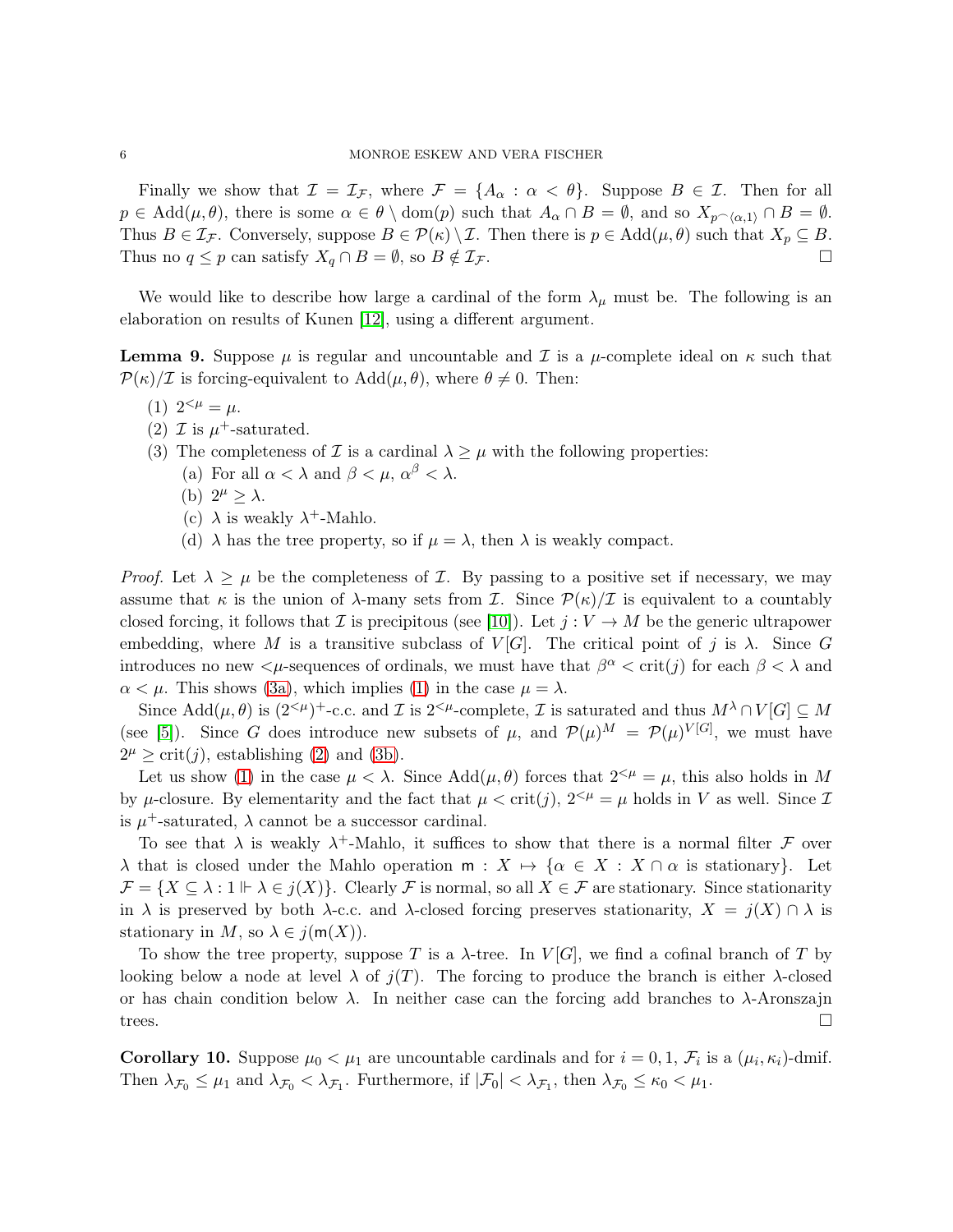Finally we show that $\mathcal{I} = \mathcal{I}_{\mathcal{F}}$, where $\mathcal{F} = \{A_\alpha : \alpha < \theta\}$. Suppose $B \in \mathcal{I}$. Then for all $p \in \mathrm{Add}(\mu, \theta)$, there is some $\alpha \in \theta \setminus \mathrm{dom}(p)$ such that $A_\alpha \cap B = \emptyset$, and so $X_{p^\frown\langle\alpha,1\rangle} \cap B = \emptyset$. Thus $B \in \mathcal{I}_{\mathcal{F}}$. Conversely, suppose $B \in \mathcal{P}(\kappa) \setminus \mathcal{I}$. Then there is $p \in \mathrm{Add}(\mu, \theta)$ such that $X_p \subseteq B$. Thus no $q \leq p$ can satisfy $X_q \cap B = \emptyset$, so $B \notin \mathcal{I}_{\mathcal{F}}$. □

We would like to describe how large a cardinal of the form $\lambda_\mu$ must be. The following is an elaboration on results of Kunen [12], using a different argument.

**Lemma 9.** Suppose $\mu$ is regular and uncountable and $\mathcal{I}$ is a $\mu$-complete ideal on $\kappa$ such that $\mathcal{P}(\kappa)/\mathcal{I}$ is forcing-equivalent to $\mathrm{Add}(\mu, \theta)$, where $\theta \neq 0$. Then:

1. $2^{<\mu} = \mu$.
2. $\mathcal{I}$ is $\mu^+$-saturated.
3. The completeness of $\mathcal{I}$ is a cardinal $\lambda \geq \mu$ with the following properties:
   - (a) For all $\alpha < \lambda$ and $\beta < \mu$, $\alpha^\beta < \lambda$.
   - (b) $2^\mu \geq \lambda$.
   - (c) $\lambda$ is weakly $\lambda^+$-Mahlo.
   - (d) $\lambda$ has the tree property, so if $\mu = \lambda$, then $\lambda$ is weakly compact.

*Proof.* Let $\lambda \geq \mu$ be the completeness of $\mathcal{I}$. By passing to a positive set if necessary, we may assume that $\kappa$ is the union of $\lambda$-many sets from $\mathcal{I}$. Since $\mathcal{P}(\kappa)/\mathcal{I}$ is equivalent to a countably closed forcing, it follows that $\mathcal{I}$ is precipitous (see [10]). Let $j : V \to M$ be the generic ultrapower embedding, where $M$ is a transitive subclass of $V[G]$. The critical point of $j$ is $\lambda$. Since $G$ introduces no new $<\mu$-sequences of ordinals, we must have that $\beta^\alpha < \mathrm{crit}(j)$ for each $\beta < \lambda$ and $\alpha < \mu$. This shows (3a), which implies (1) in the case $\mu = \lambda$.

Since $\mathrm{Add}(\mu, \theta)$ is $(2^{<\mu})^+$-c.c. and $\mathcal{I}$ is $2^{<\mu}$-complete, $\mathcal{I}$ is saturated and thus $M^\lambda \cap V[G] \subseteq M$ (see [5]). Since $G$ does introduce new subsets of $\mu$, and $\mathcal{P}(\mu)^M = \mathcal{P}(\mu)^{V[G]}$, we must have $2^\mu \geq \mathrm{crit}(j)$, establishing (2) and (3b).

Let us show (1) in the case $\mu < \lambda$. Since $\mathrm{Add}(\mu, \theta)$ forces that $2^{<\mu} = \mu$, this also holds in $M$ by $\mu$-closure. By elementarity and the fact that $\mu < \mathrm{crit}(j)$, $2^{<\mu} = \mu$ holds in $V$ as well. Since $\mathcal{I}$ is $\mu^+$-saturated, $\lambda$ cannot be a successor cardinal.

To see that $\lambda$ is weakly $\lambda^+$-Mahlo, it suffices to show that there is a normal filter $\mathcal{F}$ over $\lambda$ that is closed under the Mahlo operation $\mathsf{m} : X \mapsto \{\alpha \in X : X \cap \alpha \text{ is stationary}\}$. Let $\mathcal{F} = \{X \subseteq \lambda : 1 \Vdash \lambda \in j(X)\}$. Clearly $\mathcal{F}$ is normal, so all $X \in \mathcal{F}$ are stationary. Since stationarity in $\lambda$ is preserved by both $\lambda$-c.c. and $\lambda$-closed forcing preserves stationarity, $X = j(X) \cap \lambda$ is stationary in $M$, so $\lambda \in j(\mathsf{m}(X))$.

To show the tree property, suppose $T$ is a $\lambda$-tree. In $V[G]$, we find a cofinal branch of $T$ by looking below a node at level $\lambda$ of $j(T)$. The forcing to produce the branch is either $\lambda$-closed or has chain condition below $\lambda$. In neither case can the forcing add branches to $\lambda$-Aronszajn trees. □

**Corollary 10.** Suppose $\mu_0 < \mu_1$ are uncountable cardinals and for $i = 0, 1$, $\mathcal{F}_i$ is a $(\mu_i, \kappa_i)$-dmif. Then $\lambda_{\mathcal{F}_0} \leq \mu_1$ and $\lambda_{\mathcal{F}_0} < \lambda_{\mathcal{F}_1}$. Furthermore, if $|\mathcal{F}_0| < \lambda_{\mathcal{F}_1}$, then $\lambda_{\mathcal{F}_0} \leq \kappa_0 < \mu_1$.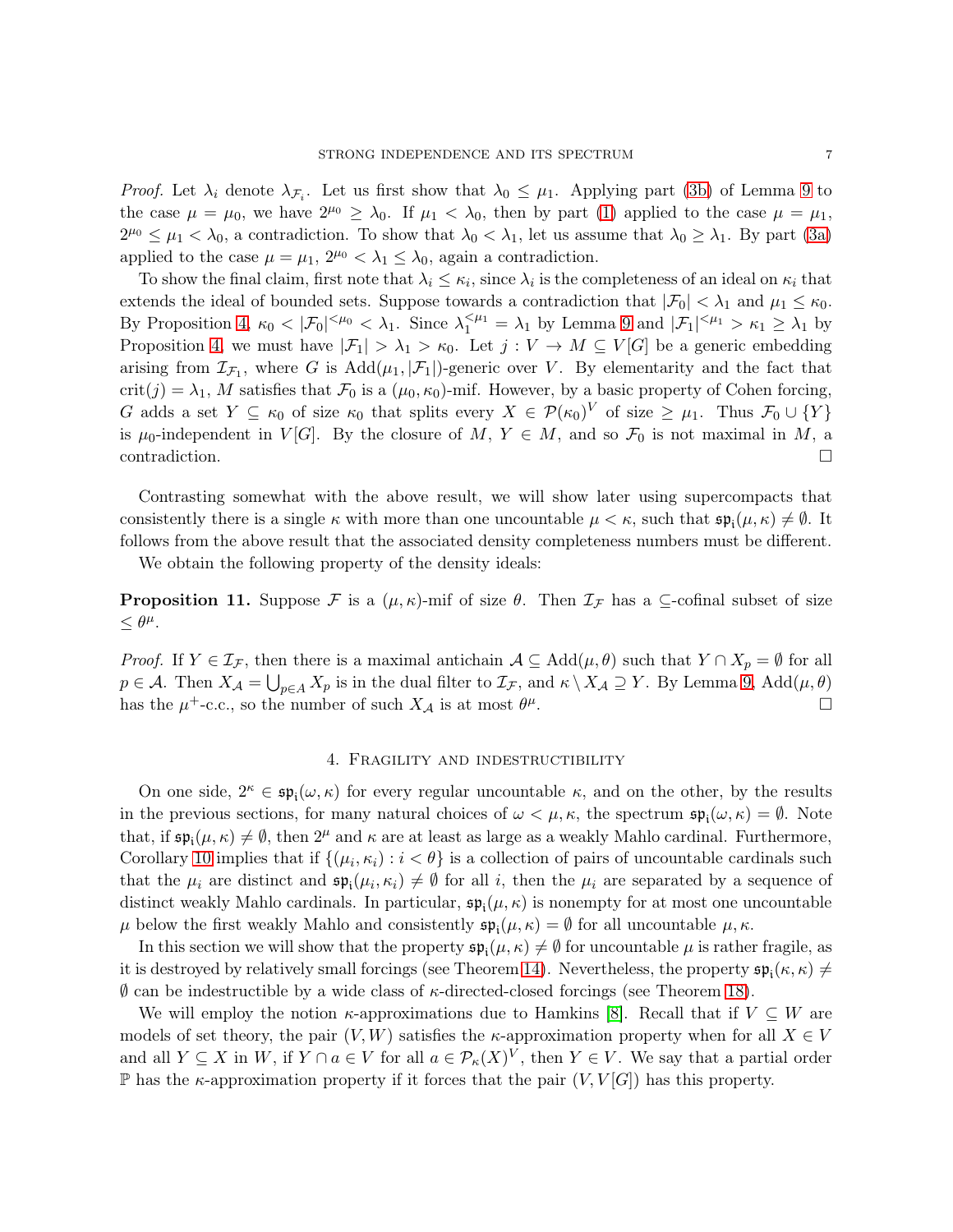*Proof.* Let $\lambda_i$ denote $\lambda_{\mathcal{F}_i}$. Let us first show that $\lambda_0 \leq \mu_1$. Applying part (3b) of Lemma 9 to the case $\mu = \mu_0$, we have $2^{\mu_0} \geq \lambda_0$. If $\mu_1 < \lambda_0$, then by part (1) applied to the case $\mu = \mu_1$, $2^{\mu_0} \leq \mu_1 < \lambda_0$, a contradiction. To show that $\lambda_0 < \lambda_1$, let us assume that $\lambda_0 \geq \lambda_1$. By part (3a) applied to the case $\mu = \mu_1$, $2^{\mu_0} < \lambda_1 \leq \lambda_0$, again a contradiction.

To show the final claim, first note that $\lambda_i \leq \kappa_i$, since $\lambda_i$ is the completeness of an ideal on $\kappa_i$ that extends the ideal of bounded sets. Suppose towards a contradiction that $|\mathcal{F}_0| < \lambda_1$ and $\mu_1 \leq \kappa_0$. By Proposition 4, $\kappa_0 < |\mathcal{F}_0|^{<\mu_0} < \lambda_1$. Since $\lambda_1^{<\mu_1} = \lambda_1$ by Lemma 9 and $|\mathcal{F}_1|^{<\mu_1} > \kappa_1 \geq \lambda_1$ by Proposition 4, we must have $|\mathcal{F}_1| > \lambda_1 > \kappa_0$. Let $j : V \to M \subseteq V[G]$ be a generic embedding arising from $\mathcal{I}_{\mathcal{F}_1}$, where $G$ is $\mathrm{Add}(\mu_1, |\mathcal{F}_1|)$-generic over $V$. By elementarity and the fact that $\mathrm{crit}(j) = \lambda_1$, $M$ satisfies that $\mathcal{F}_0$ is a $(\mu_0, \kappa_0)$-mif. However, by a basic property of Cohen forcing, $G$ adds a set $Y \subseteq \kappa_0$ of size $\kappa_0$ that splits every $X \in \mathcal{P}(\kappa_0)^V$ of size $\geq \mu_1$. Thus $\mathcal{F}_0 \cup \{Y\}$ is $\mu_0$-independent in $V[G]$. By the closure of $M$, $Y \in M$, and so $\mathcal{F}_0$ is not maximal in $M$, a contradiction. $\square$

Contrasting somewhat with the above result, we will show later using supercompacts that consistently there is a single $\kappa$ with more than one uncountable $\mu < \kappa$, such that $\mathfrak{sp}_{\mathfrak{i}}(\mu, \kappa) \neq \emptyset$. It follows from the above result that the associated density completeness numbers must be different.

We obtain the following property of the density ideals:

**Proposition 11.** Suppose $\mathcal{F}$ is a $(\mu, \kappa)$-mif of size $\theta$. Then $\mathcal{I}_{\mathcal{F}}$ has a $\subseteq$-cofinal subset of size $\leq \theta^\mu$.

*Proof.* If $Y \in \mathcal{I}_{\mathcal{F}}$, then there is a maximal antichain $\mathcal{A} \subseteq \mathrm{Add}(\mu, \theta)$ such that $Y \cap X_p = \emptyset$ for all $p \in \mathcal{A}$. Then $X_{\mathcal{A}} = \bigcup_{p \in A} X_p$ is in the dual filter to $\mathcal{I}_{\mathcal{F}}$, and $\kappa \setminus X_{\mathcal{A}} \supseteq Y$. By Lemma 9, $\mathrm{Add}(\mu, \theta)$ has the $\mu^+$-c.c., so the number of such $X_{\mathcal{A}}$ is at most $\theta^\mu$. $\square$

## 4. Fragility and indestructibility

On one side, $2^\kappa \in \mathfrak{sp}_{\mathfrak{i}}(\omega, \kappa)$ for every regular uncountable $\kappa$, and on the other, by the results in the previous sections, for many natural choices of $\omega < \mu, \kappa$, the spectrum $\mathfrak{sp}_{\mathfrak{i}}(\omega, \kappa) = \emptyset$. Note that, if $\mathfrak{sp}_{\mathfrak{i}}(\mu, \kappa) \neq \emptyset$, then $2^\mu$ and $\kappa$ are at least as large as a weakly Mahlo cardinal. Furthermore, Corollary 10 implies that if $\{(\mu_i, \kappa_i) : i < \theta\}$ is a collection of pairs of uncountable cardinals such that the $\mu_i$ are distinct and $\mathfrak{sp}_{\mathfrak{i}}(\mu_i, \kappa_i) \neq \emptyset$ for all $i$, then the $\mu_i$ are separated by a sequence of distinct weakly Mahlo cardinals. In particular, $\mathfrak{sp}_{\mathfrak{i}}(\mu, \kappa)$ is nonempty for at most one uncountable $\mu$ below the first weakly Mahlo and consistently $\mathfrak{sp}_{\mathfrak{i}}(\mu, \kappa) = \emptyset$ for all uncountable $\mu, \kappa$.

In this section we will show that the property $\mathfrak{sp}_{\mathfrak{i}}(\mu, \kappa) \neq \emptyset$ for uncountable $\mu$ is rather fragile, as it is destroyed by relatively small forcings (see Theorem 14). Nevertheless, the property $\mathfrak{sp}_{\mathfrak{i}}(\kappa, \kappa) \neq \emptyset$ can be indestructible by a wide class of $\kappa$-directed-closed forcings (see Theorem 18).

We will employ the notion $\kappa$-approximations due to Hamkins [8]. Recall that if $V \subseteq W$ are models of set theory, the pair $(V, W)$ satisfies the $\kappa$-approximation property when for all $X \in V$ and all $Y \subseteq X$ in $W$, if $Y \cap a \in V$ for all $a \in \mathcal{P}_\kappa(X)^V$, then $Y \in V$. We say that a partial order $\mathbb{P}$ has the $\kappa$-approximation property if it forces that the pair $(V, V[G])$ has this property.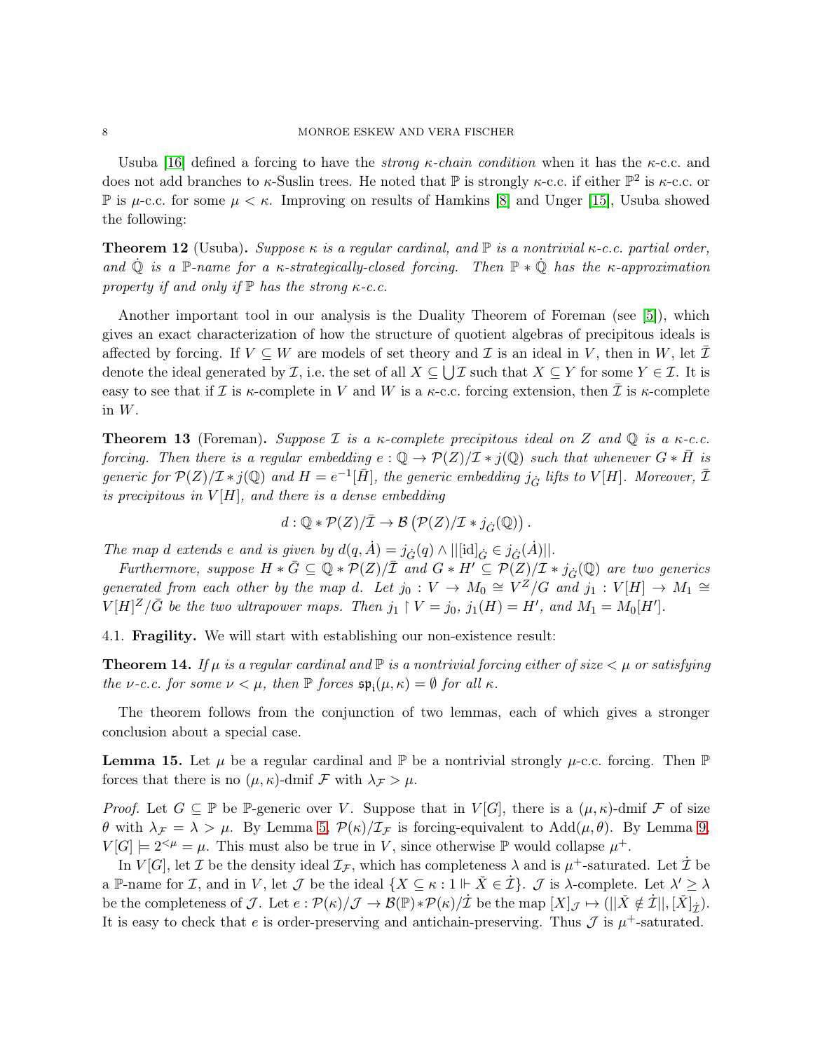Usuba [16] defined a forcing to have the *strong $\kappa$-chain condition* when it has the $\kappa$-c.c. and does not add branches to $\kappa$-Suslin trees. He noted that $\mathbb{P}$ is strongly $\kappa$-c.c. if either $\mathbb{P}^2$ is $\kappa$-c.c. or $\mathbb{P}$ is $\mu$-c.c. for some $\mu < \kappa$. Improving on results of Hamkins [8] and Unger [15], Usuba showed the following:

**Theorem 12** (Usuba). *Suppose $\kappa$ is a regular cardinal, and $\mathbb{P}$ is a nontrivial $\kappa$-c.c. partial order, and $\dot{\mathbb{Q}}$ is a $\mathbb{P}$-name for a $\kappa$-strategically-closed forcing. Then $\mathbb{P} * \dot{\mathbb{Q}}$ has the $\kappa$-approximation property if and only if $\mathbb{P}$ has the strong $\kappa$-c.c.*

Another important tool in our analysis is the Duality Theorem of Foreman (see [5]), which gives an exact characterization of how the structure of quotient algebras of precipitous ideals is affected by forcing. If $V \subseteq W$ are models of set theory and $\mathcal{I}$ is an ideal in $V$, then in $W$, let $\bar{\mathcal{I}}$ denote the ideal generated by $\mathcal{I}$, i.e. the set of all $X \subseteq \bigcup \mathcal{I}$ such that $X \subseteq Y$ for some $Y \in \mathcal{I}$. It is easy to see that if $\mathcal{I}$ is $\kappa$-complete in $V$ and $W$ is a $\kappa$-c.c. forcing extension, then $\bar{\mathcal{I}}$ is $\kappa$-complete in $W$.

**Theorem 13** (Foreman). *Suppose $\mathcal{I}$ is a $\kappa$-complete precipitous ideal on $Z$ and $\mathbb{Q}$ is a $\kappa$-c.c. forcing. Then there is a regular embedding $e : \mathbb{Q} \to \mathcal{P}(Z)/\mathcal{I} * j(\mathbb{Q})$ such that whenever $G * \bar{H}$ is generic for $\mathcal{P}(Z)/\mathcal{I} * j(\mathbb{Q})$ and $H = e^{-1}[\bar{H}]$, the generic embedding $j_{\dot{G}}$ lifts to $V[H]$. Moreover, $\bar{\mathcal{I}}$ is precipitous in $V[H]$, and there is a dense embedding*

$$d : \mathbb{Q} * \mathcal{P}(Z)/\bar{\mathcal{I}} \to \mathcal{B}\left(\mathcal{P}(Z)/\mathcal{I} * j_{\dot{G}}(\mathbb{Q})\right).$$

*The map $d$ extends $e$ and is given by $d(q, \dot{A}) = j_{\dot{G}}(q) \wedge ||[\mathrm{id}]_{\dot{G}} \in j_{\dot{G}}(\dot{A})||$.*

*Furthermore, suppose $H * \bar{G} \subseteq \mathbb{Q} * \mathcal{P}(Z)/\bar{\mathcal{I}}$ and $G * H' \subseteq \mathcal{P}(Z)/\mathcal{I} * j_{\dot{G}}(\mathbb{Q})$ are two generics generated from each other by the map $d$. Let $j_0 : V \to M_0 \cong V^Z/G$ and $j_1 : V[H] \to M_1 \cong V[H]^Z/\bar{G}$ be the two ultrapower maps. Then $j_1 \restriction V = j_0$, $j_1(H) = H'$, and $M_1 = M_0[H']$.*

### 4.1. **Fragility.**

We will start with establishing our non-existence result:

**Theorem 14.** *If $\mu$ is a regular cardinal and $\mathbb{P}$ is a nontrivial forcing either of size $< \mu$ or satisfying the $\nu$-c.c. for some $\nu < \mu$, then $\mathbb{P}$ forces $\mathfrak{sp}_{\mathfrak{i}}(\mu, \kappa) = \emptyset$ for all $\kappa$.*

The theorem follows from the conjunction of two lemmas, each of which gives a stronger conclusion about a special case.

**Lemma 15.** Let $\mu$ be a regular cardinal and $\mathbb{P}$ be a nontrivial strongly $\mu$-c.c. forcing. Then $\mathbb{P}$ forces that there is no $(\mu, \kappa)$-dmif $\mathcal{F}$ with $\lambda_{\mathcal{F}} > \mu$.

*Proof.* Let $G \subseteq \mathbb{P}$ be $\mathbb{P}$-generic over $V$. Suppose that in $V[G]$, there is a $(\mu, \kappa)$-dmif $\mathcal{F}$ of size $\theta$ with $\lambda_{\mathcal{F}} = \lambda > \mu$. By Lemma 5, $\mathcal{P}(\kappa)/\mathcal{I}_{\mathcal{F}}$ is forcing-equivalent to $\mathrm{Add}(\mu, \theta)$. By Lemma 9, $V[G] \models 2^{<\mu} = \mu$. This must also be true in $V$, since otherwise $\mathbb{P}$ would collapse $\mu^+$.

In $V[G]$, let $\mathcal{I}$ be the density ideal $\mathcal{I}_{\mathcal{F}}$, which has completeness $\lambda$ and is $\mu^+$-saturated. Let $\dot{\mathcal{I}}$ be a $\mathbb{P}$-name for $\mathcal{I}$, and in $V$, let $\mathcal{J}$ be the ideal $\{X \subseteq \kappa : 1 \Vdash \check{X} \in \dot{\mathcal{I}}\}$. $\mathcal{J}$ is $\lambda$-complete. Let $\lambda' \geq \lambda$ be the completeness of $\mathcal{J}$. Let $e : \mathcal{P}(\kappa)/\mathcal{J} \to \mathcal{B}(\mathbb{P}) * \mathcal{P}(\kappa)/\dot{\mathcal{I}}$ be the map $[X]_{\mathcal{J}} \mapsto (||\check{X} \notin \dot{\mathcal{I}}||, [\check{X}]_{\dot{\mathcal{I}}})$. It is easy to check that $e$ is order-preserving and antichain-preserving. Thus $\mathcal{J}$ is $\mu^+$-saturated.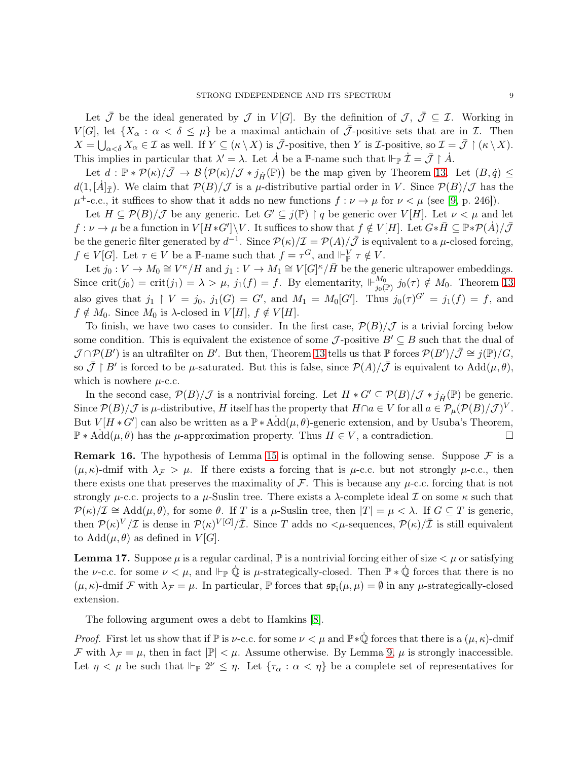Let $\bar{\mathcal{J}}$ be the ideal generated by $\mathcal{J}$ in $V[G]$. By the definition of $\mathcal{J}$, $\bar{\mathcal{J}} \subseteq \mathcal{I}$. Working in $V[G]$, let $\{X_\alpha : \alpha < \delta \leq \mu\}$ be a maximal antichain of $\bar{\mathcal{J}}$-positive sets that are in $\mathcal{I}$. Then $X = \bigcup_{\alpha<\delta} X_\alpha \in \mathcal{I}$ as well. If $Y \subseteq (\kappa \setminus X)$ is $\bar{\mathcal{J}}$-positive, then $Y$ is $\mathcal{I}$-positive, so $\mathcal{I} = \bar{\mathcal{J}} \restriction (\kappa \setminus X)$. This implies in particular that $\lambda' = \lambda$. Let $\dot{A}$ be a $\mathbb{P}$-name such that $\Vdash_{\mathbb{P}} \dot{\mathcal{I}} = \bar{\mathcal{J}} \restriction \dot{A}$.

Let $d : \mathbb{P} * \mathcal{P}(\kappa)/\bar{\mathcal{J}} \to \mathcal{B}\left(\mathcal{P}(\kappa)/\mathcal{J} * j_{\dot{H}}(\mathbb{P})\right)$ be the map given by Theorem 13. Let $(B, \dot{q}) \leq d(1, [\dot{A}]_{\bar{\mathcal{I}}})$. We claim that $\mathcal{P}(B)/\mathcal{J}$ is a $\mu$-distributive partial order in $V$. Since $\mathcal{P}(B)/\mathcal{J}$ has the $\mu^+$-c.c., it suffices to show that it adds no new functions $f : \nu \to \mu$ for $\nu < \mu$ (see [9, p. 246]).

Let $H \subseteq \mathcal{P}(B)/\mathcal{J}$ be any generic. Let $G' \subseteq j(\mathbb{P}) \restriction q$ be generic over $V[H]$. Let $\nu < \mu$ and let $f : \nu \to \mu$ be a function in $V[H * G'] \setminus V$. It suffices to show that $f \notin V[H]$. Let $G * \bar{H} \subseteq \mathbb{P} * \mathcal{P}(\dot{A})/\bar{\mathcal{J}}$ be the generic filter generated by $d^{-1}$. Since $\mathcal{P}(\kappa)/\mathcal{I} = \mathcal{P}(A)/\bar{\mathcal{J}}$ is equivalent to a $\mu$-closed forcing, $f \in V[G]$. Let $\tau \in V$ be a $\mathbb{P}$-name such that $f = \tau^G$, and $\Vdash^V_{\mathbb{P}} \tau \notin V$.

Let $j_0 : V \to M_0 \cong V^\kappa/H$ and $j_1 : V \to M_1 \cong V[G]^\kappa/\bar{H}$ be the generic ultrapower embeddings. Since $\mathrm{crit}(j_0) = \mathrm{crit}(j_1) = \lambda > \mu$, $j_1(f) = f$. By elementarity, $\Vdash^{M_0}_{j_0(\mathbb{P})} j_0(\tau) \notin M_0$. Theorem 13 also gives that $j_1 \restriction V = j_0$, $j_1(G) = G'$, and $M_1 = M_0[G']$. Thus $j_0(\tau)^{G'} = j_1(f) = f$, and $f \notin M_0$. Since $M_0$ is $\lambda$-closed in $V[H]$, $f \notin V[H]$.

To finish, we have two cases to consider. In the first case, $\mathcal{P}(B)/\mathcal{J}$ is a trivial forcing below some condition. This is equivalent the existence of some $\mathcal{J}$-positive $B' \subseteq B$ such that the dual of $\mathcal{J} \cap \mathcal{P}(B')$ is an ultrafilter on $B'$. But then, Theorem 13 tells us that $\mathbb{P}$ forces $\mathcal{P}(B')/\bar{\mathcal{J}} \cong j(\mathbb{P})/G$, so $\bar{\mathcal{J}} \restriction B'$ is forced to be $\mu$-saturated. But this is false, since $\mathcal{P}(A)/\bar{\mathcal{J}}$ is equivalent to $\mathrm{Add}(\mu, \theta)$, which is nowhere $\mu$-c.c.

In the second case, $\mathcal{P}(B)/\mathcal{J}$ is a nontrivial forcing. Let $H * G' \subseteq \mathcal{P}(B)/\mathcal{J} * j_{\dot{H}}(\mathbb{P})$ be generic. Since $\mathcal{P}(B)/\mathcal{J}$ is $\mu$-distributive, $H$ itself has the property that $H \cap a \in V$ for all $a \in \mathcal{P}_\mu(\mathcal{P}(B)/\mathcal{J})^V$. But $V[H * G']$ can also be written as a $\mathbb{P} * \dot{\mathrm{Add}}(\mu, \theta)$-generic extension, and by Usuba's Theorem, $\mathbb{P} * \dot{\mathrm{Add}}(\mu, \theta)$ has the $\mu$-approximation property. Thus $H \in V$, a contradiction. $\square$

**Remark 16.** The hypothesis of Lemma 15 is optimal in the following sense. Suppose $\mathcal{F}$ is a $(\mu, \kappa)$-dmif with $\lambda_{\mathcal{F}} > \mu$. If there exists a forcing that is $\mu$-c.c. but not strongly $\mu$-c.c., then there exists one that preserves the maximality of $\mathcal{F}$. This is because any $\mu$-c.c. forcing that is not strongly $\mu$-c.c. projects to a $\mu$-Suslin tree. There exists a $\lambda$-complete ideal $\mathcal{I}$ on some $\kappa$ such that $\mathcal{P}(\kappa)/\mathcal{I} \cong \mathrm{Add}(\mu, \theta)$, for some $\theta$. If $T$ is a $\mu$-Suslin tree, then $|T| = \mu < \lambda$. If $G \subseteq T$ is generic, then $\mathcal{P}(\kappa)^V/\mathcal{I}$ is dense in $\mathcal{P}(\kappa)^{V[G]}/\bar{\mathcal{I}}$. Since $T$ adds no $<\mu$-sequences, $\mathcal{P}(\kappa)/\bar{\mathcal{I}}$ is still equivalent to $\mathrm{Add}(\mu, \theta)$ as defined in $V[G]$.

**Lemma 17.** Suppose $\mu$ is a regular cardinal, $\mathbb{P}$ is a nontrivial forcing either of size $< \mu$ or satisfying the $\nu$-c.c. for some $\nu < \mu$, and $\Vdash_{\mathbb{P}} \dot{\mathbb{Q}}$ is $\mu$-strategically-closed. Then $\mathbb{P} * \dot{\mathbb{Q}}$ forces that there is no $(\mu, \kappa)$-dmif $\mathcal{F}$ with $\lambda_{\mathcal{F}} = \mu$. In particular, $\mathbb{P}$ forces that $\mathfrak{sp}_{\mathfrak{i}}(\mu, \mu) = \emptyset$ in any $\mu$-strategically-closed extension.

The following argument owes a debt to Hamkins [8].

*Proof.* First let us show that if $\mathbb{P}$ is $\nu$-c.c. for some $\nu < \mu$ and $\mathbb{P} * \dot{\mathbb{Q}}$ forces that there is a $(\mu, \kappa)$-dmif $\mathcal{F}$ with $\lambda_{\mathcal{F}} = \mu$, then in fact $|\mathbb{P}| < \mu$. Assume otherwise. By Lemma 9, $\mu$ is strongly inaccessible. Let $\eta < \mu$ be such that $\Vdash_{\mathbb{P}} 2^\nu \leq \eta$. Let $\{\tau_\alpha : \alpha < \eta\}$ be a complete set of representatives for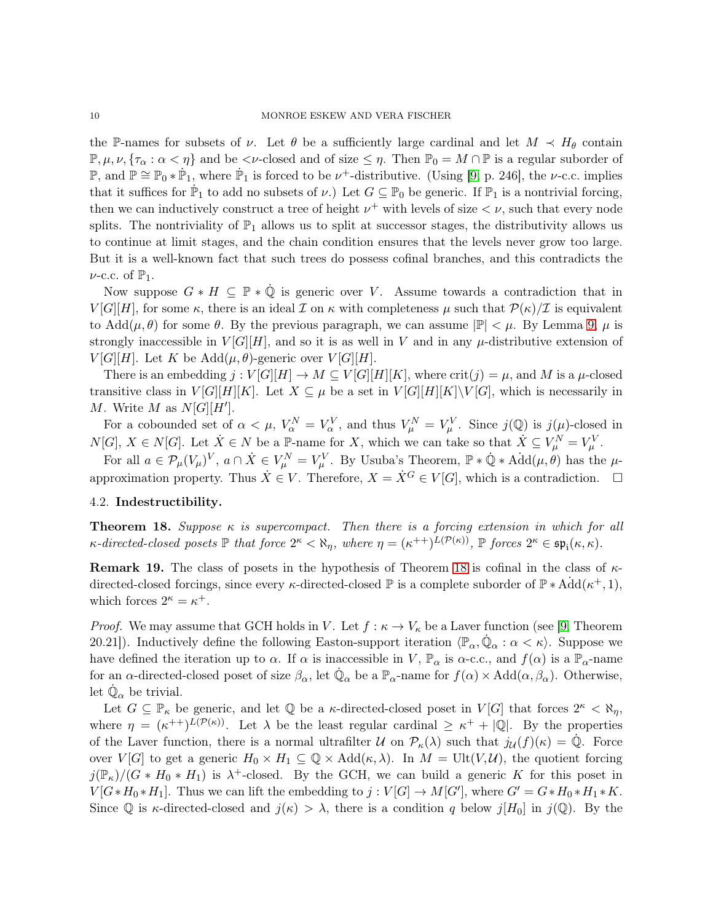the $\mathbb{P}$-names for subsets of $\nu$. Let $\theta$ be a sufficiently large cardinal and let $M \prec H_\theta$ contain $\mathbb{P}, \mu, \nu, \{\tau_\alpha : \alpha < \eta\}$ and be $<\nu$-closed and of size $\leq \eta$. Then $\mathbb{P}_0 = M \cap \mathbb{P}$ is a regular suborder of $\mathbb{P}$, and $\mathbb{P} \cong \mathbb{P}_0 * \dot{\mathbb{P}}_1$, where $\dot{\mathbb{P}}_1$ is forced to be $\nu^+$-distributive. (Using [9, p. 246], the $\nu$-c.c. implies that it suffices for $\dot{\mathbb{P}}_1$ to add no subsets of $\nu$.) Let $G \subseteq \mathbb{P}_0$ be generic. If $\mathbb{P}_1$ is a nontrivial forcing, then we can inductively construct a tree of height $\nu^+$ with levels of size $< \nu$, such that every node splits. The nontriviality of $\mathbb{P}_1$ allows us to split at successor stages, the distributivity allows us to continue at limit stages, and the chain condition ensures that the levels never grow too large. But it is a well-known fact that such trees do possess cofinal branches, and this contradicts the $\nu$-c.c. of $\mathbb{P}_1$.

Now suppose $G * H \subseteq \mathbb{P} * \dot{\mathbb{Q}}$ is generic over $V$. Assume towards a contradiction that in $V[G][H]$, for some $\kappa$, there is an ideal $\mathcal{I}$ on $\kappa$ with completeness $\mu$ such that $\mathcal{P}(\kappa)/\mathcal{I}$ is equivalent to $\mathrm{Add}(\mu, \theta)$ for some $\theta$. By the previous paragraph, we can assume $|\mathbb{P}| < \mu$. By Lemma 9, $\mu$ is strongly inaccessible in $V[G][H]$, and so it is as well in $V$ and in any $\mu$-distributive extension of $V[G][H]$. Let $K$ be $\mathrm{Add}(\mu, \theta)$-generic over $V[G][H]$.

There is an embedding $j : V[G][H] \to M \subseteq V[G][H][K]$, where $\mathrm{crit}(j) = \mu$, and $M$ is a $\mu$-closed transitive class in $V[G][H][K]$. Let $X \subseteq \mu$ be a set in $V[G][H][K] \setminus V[G]$, which is necessarily in $M$. Write $M$ as $N[G][H']$.

For a cobounded set of $\alpha < \mu$, $V^N_\alpha = V^V_\alpha$, and thus $V^N_\mu = V^V_\mu$. Since $j(\mathbb{Q})$ is $j(\mu)$-closed in $N[G]$, $X \in N[G]$. Let $\dot{X} \in N$ be a $\mathbb{P}$-name for $X$, which we can take so that $\dot{X} \subseteq V^N_\mu = V^V_\mu$.

For all $a \in \mathcal{P}_\mu(V_\mu)^V$, $a \cap \dot{X} \in V^N_\mu = V^V_\mu$. By Usuba's Theorem, $\mathbb{P} * \dot{\mathbb{Q}} * \dot{\mathrm{Add}}(\mu, \theta)$ has the $\mu$-approximation property. Thus $\dot{X} \in V$. Therefore, $X = \dot{X}^G \in V[G]$, which is a contradiction. $\square$

### 4.2. Indestructibility.

**Theorem 18.** *Suppose $\kappa$ is supercompact. Then there is a forcing extension in which for all $\kappa$-directed-closed posets $\mathbb{P}$ that force $2^\kappa < \aleph_\eta$, where $\eta = (\kappa^{++})^{L(\mathcal{P}(\kappa))}$, $\mathbb{P}$ forces $2^\kappa \in \mathfrak{sp}_{\mathfrak{i}}(\kappa, \kappa)$.*

**Remark 19.** The class of posets in the hypothesis of Theorem 18 is cofinal in the class of $\kappa$-directed-closed forcings, since every $\kappa$-directed-closed $\mathbb{P}$ is a complete suborder of $\mathbb{P} * \dot{\mathrm{Add}}(\kappa^+, 1)$, which forces $2^\kappa = \kappa^+$.

*Proof.* We may assume that GCH holds in $V$. Let $f : \kappa \to V_\kappa$ be a Laver function (see [9, Theorem 20.21]). Inductively define the following Easton-support iteration $\langle \mathbb{P}_\alpha, \dot{\mathbb{Q}}_\alpha : \alpha < \kappa \rangle$. Suppose we have defined the iteration up to $\alpha$. If $\alpha$ is inaccessible in $V$, $\mathbb{P}_\alpha$ is $\alpha$-c.c., and $f(\alpha)$ is a $\mathbb{P}_\alpha$-name for an $\alpha$-directed-closed poset of size $\beta_\alpha$, let $\dot{\mathbb{Q}}_\alpha$ be a $\mathbb{P}_\alpha$-name for $f(\alpha) \times \mathrm{Add}(\alpha, \beta_\alpha)$. Otherwise, let $\dot{\mathbb{Q}}_\alpha$ be trivial.

Let $G \subseteq \mathbb{P}_\kappa$ be generic, and let $\mathbb{Q}$ be a $\kappa$-directed-closed poset in $V[G]$ that forces $2^\kappa < \aleph_\eta$, where $\eta = (\kappa^{++})^{L(\mathcal{P}(\kappa))}$. Let $\lambda$ be the least regular cardinal $\geq \kappa^+ + |\mathbb{Q}|$. By the properties of the Laver function, there is a normal ultrafilter $\mathcal{U}$ on $\mathcal{P}_\kappa(\lambda)$ such that $j_{\mathcal{U}}(f)(\kappa) = \dot{\mathbb{Q}}$. Force over $V[G]$ to get a generic $H_0 \times H_1 \subseteq \mathbb{Q} \times \mathrm{Add}(\kappa, \lambda)$. In $M = \mathrm{Ult}(V, \mathcal{U})$, the quotient forcing $j(\mathbb{P}_\kappa)/(G * H_0 * H_1)$ is $\lambda^+$-closed. By the GCH, we can build a generic $K$ for this poset in $V[G * H_0 * H_1]$. Thus we can lift the embedding to $j : V[G] \to M[G']$, where $G' = G * H_0 * H_1 * K$. Since $\mathbb{Q}$ is $\kappa$-directed-closed and $j(\kappa) > \lambda$, there is a condition $q$ below $j[H_0]$ in $j(\mathbb{Q})$. By the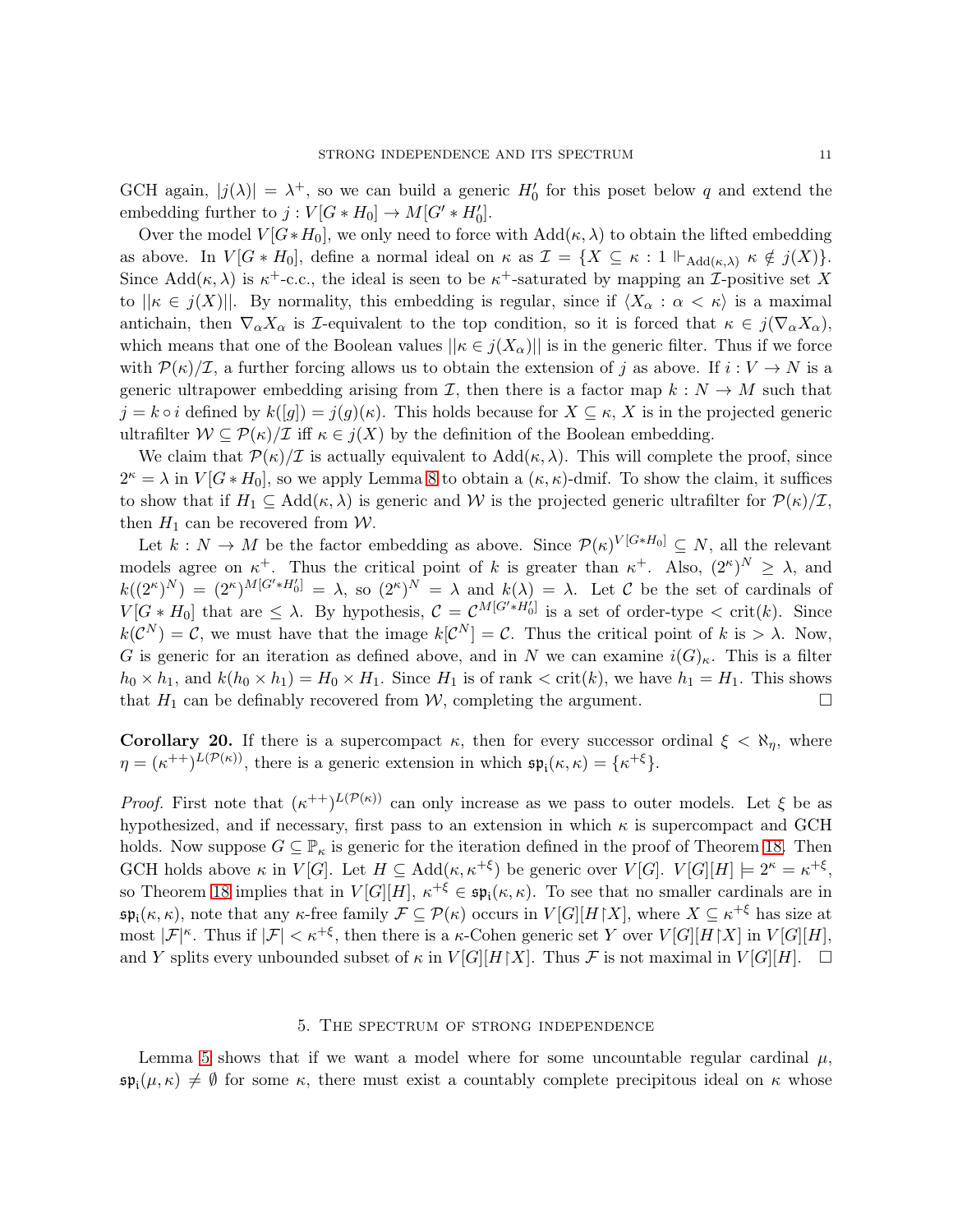GCH again, $|j(\lambda)| = \lambda^+$, so we can build a generic $H_0'$ for this poset below $q$ and extend the embedding further to $j : V[G * H_0] \to M[G' * H_0']$.

Over the model $V[G * H_0]$, we only need to force with $\mathrm{Add}(\kappa, \lambda)$ to obtain the lifted embedding as above. In $V[G * H_0]$, define a normal ideal on $\kappa$ as $\mathcal{I} = \{X \subseteq \kappa : 1 \Vdash_{\mathrm{Add}(\kappa,\lambda)} \kappa \notin j(X)\}$. Since $\mathrm{Add}(\kappa, \lambda)$ is $\kappa^+$-c.c., the ideal is seen to be $\kappa^+$-saturated by mapping an $\mathcal{I}$-positive set $X$ to $||\kappa \in j(X)||$. By normality, this embedding is regular, since if $\langle X_\alpha : \alpha < \kappa\rangle$ is a maximal antichain, then $\nabla_\alpha X_\alpha$ is $\mathcal{I}$-equivalent to the top condition, so it is forced that $\kappa \in j(\nabla_\alpha X_\alpha)$, which means that one of the Boolean values $||\kappa \in j(X_\alpha)||$ is in the generic filter. Thus if we force with $\mathcal{P}(\kappa)/\mathcal{I}$, a further forcing allows us to obtain the extension of $j$ as above. If $i : V \to N$ is a generic ultrapower embedding arising from $\mathcal{I}$, then there is a factor map $k : N \to M$ such that $j = k \circ i$ defined by $k([g]) = j(g)(\kappa)$. This holds because for $X \subseteq \kappa$, $X$ is in the projected generic ultrafilter $\mathcal{W} \subseteq \mathcal{P}(\kappa)/\mathcal{I}$ iff $\kappa \in j(X)$ by the definition of the Boolean embedding.

We claim that $\mathcal{P}(\kappa)/\mathcal{I}$ is actually equivalent to $\mathrm{Add}(\kappa, \lambda)$. This will complete the proof, since $2^\kappa = \lambda$ in $V[G * H_0]$, so we apply Lemma 8 to obtain a $(\kappa, \kappa)$-dmif. To show the claim, it suffices to show that if $H_1 \subseteq \mathrm{Add}(\kappa, \lambda)$ is generic and $\mathcal{W}$ is the projected generic ultrafilter for $\mathcal{P}(\kappa)/\mathcal{I}$, then $H_1$ can be recovered from $\mathcal{W}$.

Let $k : N \to M$ be the factor embedding as above. Since $\mathcal{P}(\kappa)^{V[G*H_0]} \subseteq N$, all the relevant models agree on $\kappa^+$. Thus the critical point of $k$ is greater than $\kappa^+$. Also, $(2^\kappa)^N \geq \lambda$, and $k((2^\kappa)^N) = (2^\kappa)^{M[G'*H_0']} = \lambda$, so $(2^\kappa)^N = \lambda$ and $k(\lambda) = \lambda$. Let $\mathcal{C}$ be the set of cardinals of $V[G * H_0]$ that are $\leq \lambda$. By hypothesis, $\mathcal{C} = \mathcal{C}^{M[G'*H_0']}$ is a set of order-type $< \mathrm{crit}(k)$. Since $k(\mathcal{C}^N) = \mathcal{C}$, we must have that the image $k[\mathcal{C}^N] = \mathcal{C}$. Thus the critical point of $k$ is $> \lambda$. Now, $G$ is generic for an iteration as defined above, and in $N$ we can examine $i(G)_\kappa$. This is a filter $h_0 \times h_1$, and $k(h_0 \times h_1) = H_0 \times H_1$. Since $H_1$ is of rank $< \mathrm{crit}(k)$, we have $h_1 = H_1$. This shows that $H_1$ can be definably recovered from $\mathcal{W}$, completing the argument. $\square$

**Corollary 20.** If there is a supercompact $\kappa$, then for every successor ordinal $\xi < \aleph_\eta$, where $\eta = (\kappa^{++})^{L(\mathcal{P}(\kappa))}$, there is a generic extension in which $\mathfrak{sp}_\mathfrak{i}(\kappa, \kappa) = \{\kappa^{+\xi}\}$.

*Proof.* First note that $(\kappa^{++})^{L(\mathcal{P}(\kappa))}$ can only increase as we pass to outer models. Let $\xi$ be as hypothesized, and if necessary, first pass to an extension in which $\kappa$ is supercompact and GCH holds. Now suppose $G \subseteq \mathbb{P}_\kappa$ is generic for the iteration defined in the proof of Theorem 18. Then GCH holds above $\kappa$ in $V[G]$. Let $H \subseteq \mathrm{Add}(\kappa, \kappa^{+\xi})$ be generic over $V[G]$. $V[G][H] \models 2^\kappa = \kappa^{+\xi}$, so Theorem 18 implies that in $V[G][H]$, $\kappa^{+\xi} \in \mathfrak{sp}_\mathfrak{i}(\kappa, \kappa)$. To see that no smaller cardinals are in $\mathfrak{sp}_\mathfrak{i}(\kappa, \kappa)$, note that any $\kappa$-free family $\mathcal{F} \subseteq \mathcal{P}(\kappa)$ occurs in $V[G][H{\restriction}X]$, where $X \subseteq \kappa^{+\xi}$ has size at most $|\mathcal{F}|^\kappa$. Thus if $|\mathcal{F}| < \kappa^{+\xi}$, then there is a $\kappa$-Cohen generic set $Y$ over $V[G][H{\restriction}X]$ in $V[G][H]$, and $Y$ splits every unbounded subset of $\kappa$ in $V[G][H{\restriction}X]$. Thus $\mathcal{F}$ is not maximal in $V[G][H]$. $\square$

## 5. The spectrum of strong independence

Lemma 5 shows that if we want a model where for some uncountable regular cardinal $\mu$, $\mathfrak{sp}_\mathfrak{i}(\mu, \kappa) \neq \emptyset$ for some $\kappa$, there must exist a countably complete precipitous ideal on $\kappa$ whose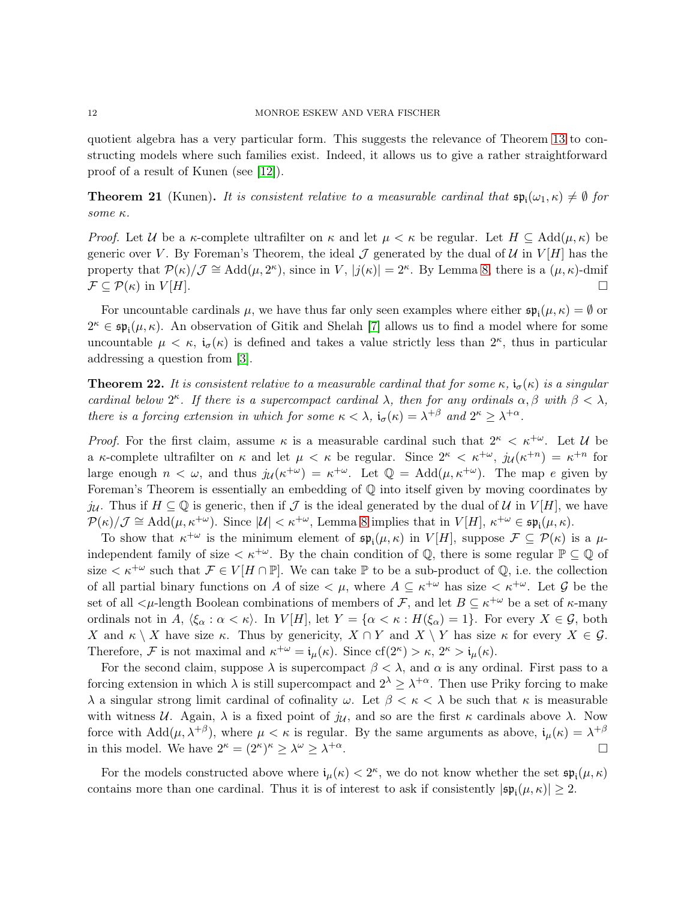quotient algebra has a very particular form. This suggests the relevance of Theorem 13 to constructing models where such families exist. Indeed, it allows us to give a rather straightforward proof of a result of Kunen (see [12]).

**Theorem 21** (Kunen)**.** *It is consistent relative to a measurable cardinal that $\mathfrak{sp}_\mathfrak{i}(\omega_1, \kappa) \neq \emptyset$ for some $\kappa$.*

*Proof.* Let $\mathcal{U}$ be a $\kappa$-complete ultrafilter on $\kappa$ and let $\mu < \kappa$ be regular. Let $H \subseteq \mathrm{Add}(\mu, \kappa)$ be generic over $V$. By Foreman's Theorem, the ideal $\mathcal{J}$ generated by the dual of $\mathcal{U}$ in $V[H]$ has the property that $\mathcal{P}(\kappa)/\mathcal{J} \cong \mathrm{Add}(\mu, 2^\kappa)$, since in $V$, $|j(\kappa)| = 2^\kappa$. By Lemma 8, there is a $(\mu, \kappa)$-dmif $\mathcal{F} \subseteq \mathcal{P}(\kappa)$ in $V[H]$. □

For uncountable cardinals $\mu$, we have thus far only seen examples where either $\mathfrak{sp}_\mathfrak{i}(\mu, \kappa) = \emptyset$ or $2^\kappa \in \mathfrak{sp}_\mathfrak{i}(\mu, \kappa)$. An observation of Gitik and Shelah [7] allows us to find a model where for some uncountable $\mu < \kappa$, $\mathfrak{i}_\sigma(\kappa)$ is defined and takes a value strictly less than $2^\kappa$, thus in particular addressing a question from [3].

**Theorem 22.** *It is consistent relative to a measurable cardinal that for some $\kappa$, $\mathfrak{i}_\sigma(\kappa)$ is a singular cardinal below $2^\kappa$. If there is a supercompact cardinal $\lambda$, then for any ordinals $\alpha, \beta$ with $\beta < \lambda$, there is a forcing extension in which for some $\kappa < \lambda$, $\mathfrak{i}_\sigma(\kappa) = \lambda^{+\beta}$ and $2^\kappa \geq \lambda^{+\alpha}$.*

*Proof.* For the first claim, assume $\kappa$ is a measurable cardinal such that $2^\kappa < \kappa^{+\omega}$. Let $\mathcal{U}$ be a $\kappa$-complete ultrafilter on $\kappa$ and let $\mu < \kappa$ be regular. Since $2^\kappa < \kappa^{+\omega}$, $j_\mathcal{U}(\kappa^{+n}) = \kappa^{+n}$ for large enough $n < \omega$, and thus $j_\mathcal{U}(\kappa^{+\omega}) = \kappa^{+\omega}$. Let $\mathbb{Q} = \mathrm{Add}(\mu, \kappa^{+\omega})$. The map $e$ given by Foreman's Theorem is essentially an embedding of $\mathbb{Q}$ into itself given by moving coordinates by $j_\mathcal{U}$. Thus if $H \subseteq \mathbb{Q}$ is generic, then if $\mathcal{J}$ is the ideal generated by the dual of $\mathcal{U}$ in $V[H]$, we have $\mathcal{P}(\kappa)/\mathcal{J} \cong \mathrm{Add}(\mu, \kappa^{+\omega})$. Since $|\mathcal{U}| < \kappa^{+\omega}$, Lemma 8 implies that in $V[H]$, $\kappa^{+\omega} \in \mathfrak{sp}_\mathfrak{i}(\mu, \kappa)$.

To show that $\kappa^{+\omega}$ is the minimum element of $\mathfrak{sp}_\mathfrak{i}(\mu, \kappa)$ in $V[H]$, suppose $\mathcal{F} \subseteq \mathcal{P}(\kappa)$ is a $\mu$-independent family of size $< \kappa^{+\omega}$. By the chain condition of $\mathbb{Q}$, there is some regular $\mathbb{P} \subseteq \mathbb{Q}$ of size $< \kappa^{+\omega}$ such that $\mathcal{F} \in V[H \cap \mathbb{P}]$. We can take $\mathbb{P}$ to be a sub-product of $\mathbb{Q}$, i.e. the collection of all partial binary functions on $A$ of size $< \mu$, where $A \subseteq \kappa^{+\omega}$ has size $< \kappa^{+\omega}$. Let $\mathcal{G}$ be the set of all $<\mu$-length Boolean combinations of members of $\mathcal{F}$, and let $B \subseteq \kappa^{+\omega}$ be a set of $\kappa$-many ordinals not in $A$, $\langle \xi_\alpha : \alpha < \kappa \rangle$. In $V[H]$, let $Y = \{\alpha < \kappa : H(\xi_\alpha) = 1\}$. For every $X \in \mathcal{G}$, both $X$ and $\kappa \setminus X$ have size $\kappa$. Thus by genericity, $X \cap Y$ and $X \setminus Y$ has size $\kappa$ for every $X \in \mathcal{G}$. Therefore, $\mathcal{F}$ is not maximal and $\kappa^{+\omega} = \mathfrak{i}_\mu(\kappa)$. Since $\mathrm{cf}(2^\kappa) > \kappa$, $2^\kappa > \mathfrak{i}_\mu(\kappa)$.

For the second claim, suppose $\lambda$ is supercompact $\beta < \lambda$, and $\alpha$ is any ordinal. First pass to a forcing extension in which $\lambda$ is still supercompact and $2^\lambda \geq \lambda^{+\alpha}$. Then use Priky forcing to make $\lambda$ a singular strong limit cardinal of cofinality $\omega$. Let $\beta < \kappa < \lambda$ be such that $\kappa$ is measurable with witness $\mathcal{U}$. Again, $\lambda$ is a fixed point of $j_\mathcal{U}$, and so are the first $\kappa$ cardinals above $\lambda$. Now force with $\mathrm{Add}(\mu, \lambda^{+\beta})$, where $\mu < \kappa$ is regular. By the same arguments as above, $\mathfrak{i}_\mu(\kappa) = \lambda^{+\beta}$ in this model. We have $2^\kappa = (2^\kappa)^\kappa \geq \lambda^\omega \geq \lambda^{+\alpha}$. □

For the models constructed above where $\mathfrak{i}_\mu(\kappa) < 2^\kappa$, we do not know whether the set $\mathfrak{sp}_\mathfrak{i}(\mu, \kappa)$ contains more than one cardinal. Thus it is of interest to ask if consistently $|\mathfrak{sp}_\mathfrak{i}(\mu, \kappa)| \geq 2$.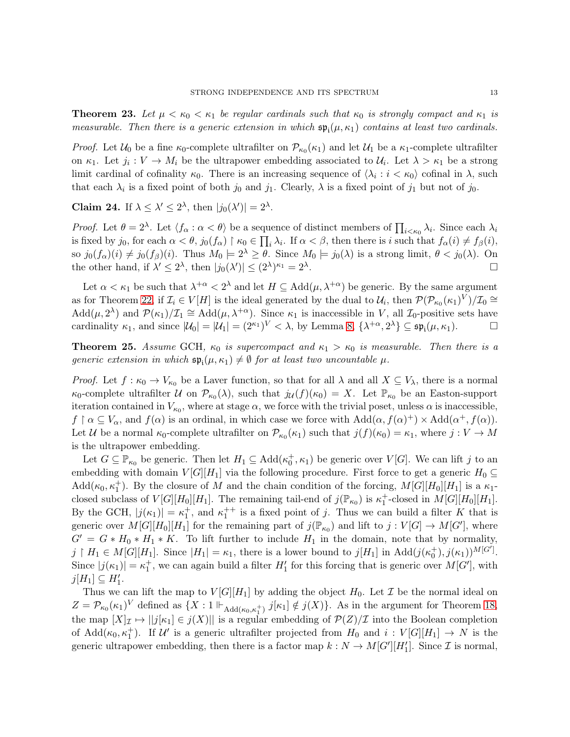**Theorem 23.** *Let $\mu < \kappa_0 < \kappa_1$ be regular cardinals such that $\kappa_0$ is strongly compact and $\kappa_1$ is measurable. Then there is a generic extension in which $\mathfrak{sp}_{\mathfrak{i}}(\mu, \kappa_1)$ contains at least two cardinals.*

*Proof.* Let $\mathcal{U}_0$ be a fine $\kappa_0$-complete ultrafilter on $\mathcal{P}_{\kappa_0}(\kappa_1)$ and let $\mathcal{U}_1$ be a $\kappa_1$-complete ultrafilter on $\kappa_1$. Let $j_i : V \to M_i$ be the ultrapower embedding associated to $\mathcal{U}_i$. Let $\lambda > \kappa_1$ be a strong limit cardinal of cofinality $\kappa_0$. There is an increasing sequence of $\langle \lambda_i : i < \kappa_0 \rangle$ cofinal in $\lambda$, such that each $\lambda_i$ is a fixed point of both $j_0$ and $j_1$. Clearly, $\lambda$ is a fixed point of $j_1$ but not of $j_0$.

**Claim 24.** If $\lambda \leq \lambda' \leq 2^\lambda$, then $|j_0(\lambda')| = 2^\lambda$.

*Proof.* Let $\theta = 2^\lambda$. Let $\langle f_\alpha : \alpha < \theta \rangle$ be a sequence of distinct members of $\prod_{i<\kappa_0} \lambda_i$. Since each $\lambda_i$ is fixed by $j_0$, for each $\alpha < \theta$, $j_0(f_\alpha) \restriction \kappa_0 \in \prod_i \lambda_i$. If $\alpha < \beta$, then there is $i$ such that $f_\alpha(i) \neq f_\beta(i)$, so $j_0(f_\alpha)(i) \neq j_0(f_\beta)(i)$. Thus $M_0 \models 2^\lambda \geq \theta$. Since $M_0 \models j_0(\lambda)$ is a strong limit, $\theta < j_0(\lambda)$. On the other hand, if $\lambda' \leq 2^\lambda$, then $|j_0(\lambda')| \leq (2^\lambda)^{\kappa_1} = 2^\lambda$. $\square$

Let $\alpha < \kappa_1$ be such that $\lambda^{+\alpha} < 2^\lambda$ and let $H \subseteq \mathrm{Add}(\mu, \lambda^{+\alpha})$ be generic. By the same argument as for Theorem 22, if $\mathcal{I}_i \in V[H]$ is the ideal generated by the dual to $\mathcal{U}_i$, then $\mathcal{P}(\mathcal{P}_{\kappa_0}(\kappa_1)^V)/\mathcal{I}_0 \cong \mathrm{Add}(\mu, 2^\lambda)$ and $\mathcal{P}(\kappa_1)/\mathcal{I}_1 \cong \mathrm{Add}(\mu, \lambda^{+\alpha})$. Since $\kappa_1$ is inaccessible in $V$, all $\mathcal{I}_0$-positive sets have cardinality $\kappa_1$, and since $|\mathcal{U}_0| = |\mathcal{U}_1| = (2^{\kappa_1})^V < \lambda$, by Lemma 8, $\{\lambda^{+\alpha}, 2^\lambda\} \subseteq \mathfrak{sp}_{\mathfrak{i}}(\mu, \kappa_1)$. $\square$

**Theorem 25.** *Assume* GCH, *$\kappa_0$ is supercompact and $\kappa_1 > \kappa_0$ is measurable. Then there is a generic extension in which $\mathfrak{sp}_{\mathfrak{i}}(\mu, \kappa_1) \neq \emptyset$ for at least two uncountable $\mu$.*

*Proof.* Let $f : \kappa_0 \to V_{\kappa_0}$ be a Laver function, so that for all $\lambda$ and all $X \subseteq V_\lambda$, there is a normal $\kappa_0$-complete ultrafilter $\mathcal{U}$ on $\mathcal{P}_{\kappa_0}(\lambda)$, such that $j_{\mathcal{U}}(f)(\kappa_0) = X$. Let $\mathbb{P}_{\kappa_0}$ be an Easton-support iteration contained in $V_{\kappa_0}$, where at stage $\alpha$, we force with the trivial poset, unless $\alpha$ is inaccessible, $f \restriction \alpha \subseteq V_\alpha$, and $f(\alpha)$ is an ordinal, in which case we force with $\mathrm{Add}(\alpha, f(\alpha)^+) \times \mathrm{Add}(\alpha^+, f(\alpha))$. Let $\mathcal{U}$ be a normal $\kappa_0$-complete ultrafilter on $\mathcal{P}_{\kappa_0}(\kappa_1)$ such that $j(f)(\kappa_0) = \kappa_1$, where $j : V \to M$ is the ultrapower embedding.

Let $G \subseteq \mathbb{P}_{\kappa_0}$ be generic. Then let $H_1 \subseteq \mathrm{Add}(\kappa_0^+, \kappa_1)$ be generic over $V[G]$. We can lift $j$ to an embedding with domain $V[G][H_1]$ via the following procedure. First force to get a generic $H_0 \subseteq \mathrm{Add}(\kappa_0, \kappa_1^+)$. By the closure of $M$ and the chain condition of the forcing, $M[G][H_0][H_1]$ is a $\kappa_1$-closed subclass of $V[G][H_0][H_1]$. The remaining tail-end of $j(\mathbb{P}_{\kappa_0})$ is $\kappa_1^+$-closed in $M[G][H_0][H_1]$. By the GCH, $|j(\kappa_1)| = \kappa_1^+$, and $\kappa_1^{++}$ is a fixed point of $j$. Thus we can build a filter $K$ that is generic over $M[G][H_0][H_1]$ for the remaining part of $j(\mathbb{P}_{\kappa_0})$ and lift to $j : V[G] \to M[G']$, where $G' = G * H_0 * H_1 * K$. To lift further to include $H_1$ in the domain, note that by normality, $j \restriction H_1 \in M[G][H_1]$. Since $|H_1| = \kappa_1$, there is a lower bound to $j[H_1]$ in $\mathrm{Add}(j(\kappa_0^+), j(\kappa_1))^{M[G']}$. Since $|j(\kappa_1)| = \kappa_1^+$, we can again build a filter $H_1'$ for this forcing that is generic over $M[G']$, with $j[H_1] \subseteq H_1'$.

Thus we can lift the map to $V[G][H_1]$ by adding the object $H_0$. Let $\mathcal{I}$ be the normal ideal on $Z = \mathcal{P}_{\kappa_0}(\kappa_1)^V$ defined as $\{X : 1 \Vdash_{\mathrm{Add}(\kappa_0, \kappa_1^+)} j[\kappa_1] \notin j(X)\}$. As in the argument for Theorem 18, the map $[X]_{\mathcal{I}} \mapsto ||j[\kappa_1] \in j(X)||$ is a regular embedding of $\mathcal{P}(Z)/\mathcal{I}$ into the Boolean completion of $\mathrm{Add}(\kappa_0, \kappa_1^+)$. If $\mathcal{U}'$ is a generic ultrafilter projected from $H_0$ and $i : V[G][H_1] \to N$ is the generic ultrapower embedding, then there is a factor map $k : N \to M[G'][H_1']$. Since $\mathcal{I}$ is normal,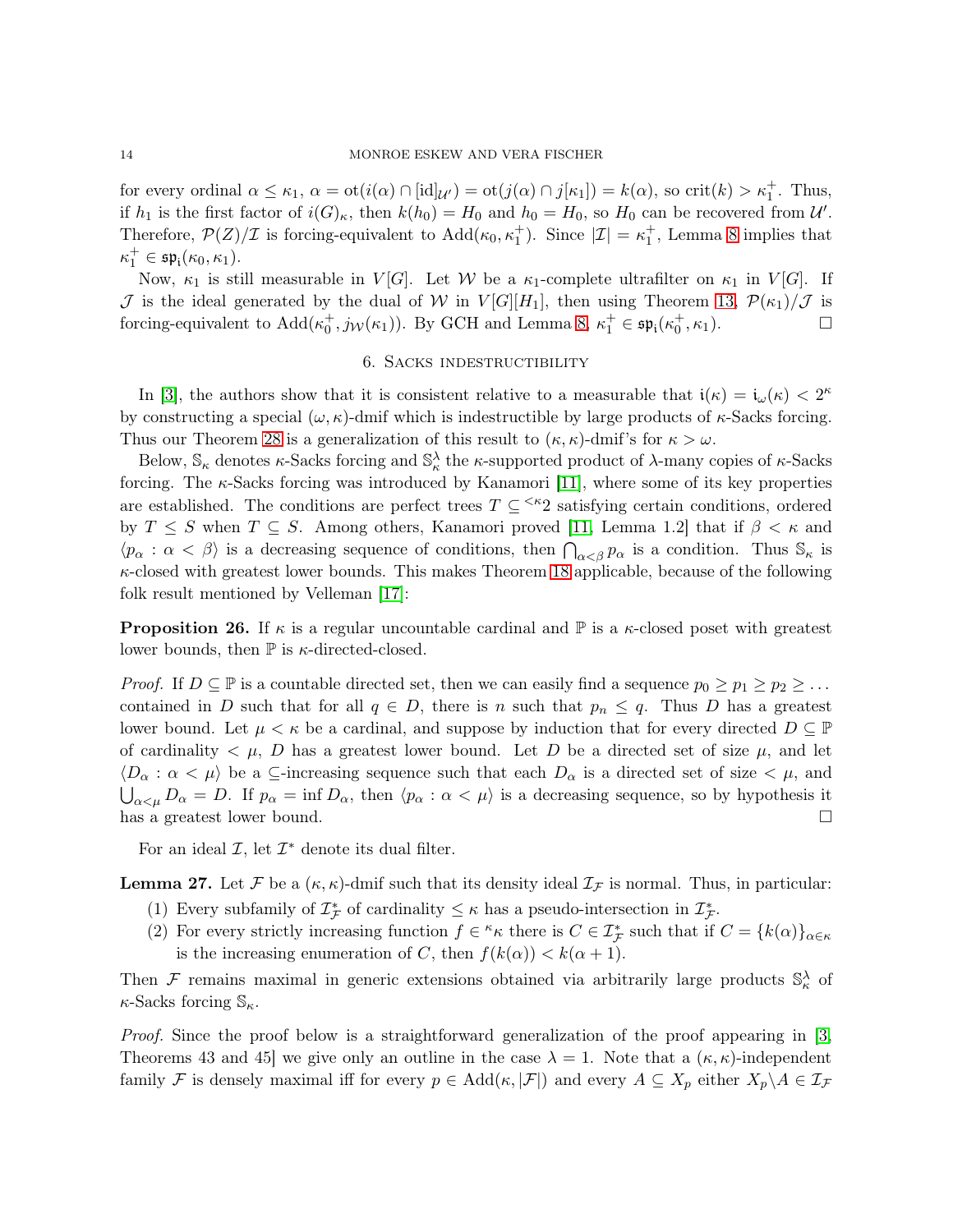for every ordinal $\alpha \leq \kappa_1$, $\alpha = \text{ot}(i(\alpha) \cap [\text{id}]_{\mathcal{U}'}) = \text{ot}(j(\alpha) \cap j[\kappa_1]) = k(\alpha)$, so $\text{crit}(k) > \kappa_1^+$. Thus, if $h_1$ is the first factor of $i(G)_\kappa$, then $k(h_0) = H_0$ and $h_0 = H_0$, so $H_0$ can be recovered from $\mathcal{U}'$. Therefore, $\mathcal{P}(Z)/\mathcal{I}$ is forcing-equivalent to $\text{Add}(\kappa_0, \kappa_1^+)$. Since $|\mathcal{I}| = \kappa_1^+$, Lemma 8 implies that $\kappa_1^+ \in \mathfrak{sp}_\mathfrak{i}(\kappa_0, \kappa_1)$.

Now, $\kappa_1$ is still measurable in $V[G]$. Let $\mathcal{W}$ be a $\kappa_1$-complete ultrafilter on $\kappa_1$ in $V[G]$. If $\mathcal{J}$ is the ideal generated by the dual of $\mathcal{W}$ in $V[G][H_1]$, then using Theorem 13, $\mathcal{P}(\kappa_1)/\mathcal{J}$ is forcing-equivalent to $\text{Add}(\kappa_0^+, j_{\mathcal{W}}(\kappa_1))$. By GCH and Lemma 8, $\kappa_1^+ \in \mathfrak{sp}_\mathfrak{i}(\kappa_0^+, \kappa_1)$. □

## 6. Sacks indestructibility

In [3], the authors show that it is consistent relative to a measurable that $\mathfrak{i}(\kappa) = \mathfrak{i}_\omega(\kappa) < 2^\kappa$ by constructing a special $(\omega, \kappa)$-dmif which is indestructible by large products of $\kappa$-Sacks forcing. Thus our Theorem 28 is a generalization of this result to $(\kappa, \kappa)$-dmif's for $\kappa > \omega$.

Below, $\mathbb{S}_\kappa$ denotes $\kappa$-Sacks forcing and $\mathbb{S}_\kappa^\lambda$ the $\kappa$-supported product of $\lambda$-many copies of $\kappa$-Sacks forcing. The $\kappa$-Sacks forcing was introduced by Kanamori [11], where some of its key properties are established. The conditions are perfect trees $T \subseteq {}^{<\kappa}2$ satisfying certain conditions, ordered by $T \leq S$ when $T \subseteq S$. Among others, Kanamori proved [11, Lemma 1.2] that if $\beta < \kappa$ and $\langle p_\alpha : \alpha < \beta \rangle$ is a decreasing sequence of conditions, then $\bigcap_{\alpha<\beta} p_\alpha$ is a condition. Thus $\mathbb{S}_\kappa$ is $\kappa$-closed with greatest lower bounds. This makes Theorem 18 applicable, because of the following folk result mentioned by Velleman [17]:

**Proposition 26.** If $\kappa$ is a regular uncountable cardinal and $\mathbb{P}$ is a $\kappa$-closed poset with greatest lower bounds, then $\mathbb{P}$ is $\kappa$-directed-closed.

*Proof.* If $D \subseteq \mathbb{P}$ is a countable directed set, then we can easily find a sequence $p_0 \geq p_1 \geq p_2 \geq \dots$ contained in $D$ such that for all $q \in D$, there is $n$ such that $p_n \leq q$. Thus $D$ has a greatest lower bound. Let $\mu < \kappa$ be a cardinal, and suppose by induction that for every directed $D \subseteq \mathbb{P}$ of cardinality $< \mu$, $D$ has a greatest lower bound. Let $D$ be a directed set of size $\mu$, and let $\langle D_\alpha : \alpha < \mu \rangle$ be a $\subseteq$-increasing sequence such that each $D_\alpha$ is a directed set of size $< \mu$, and $\bigcup_{\alpha<\mu} D_\alpha = D$. If $p_\alpha = \inf D_\alpha$, then $\langle p_\alpha : \alpha < \mu \rangle$ is a decreasing sequence, so by hypothesis it has a greatest lower bound. □

For an ideal $\mathcal{I}$, let $\mathcal{I}^*$ denote its dual filter.

**Lemma 27.** Let $\mathcal{F}$ be a $(\kappa, \kappa)$-dmif such that its density ideal $\mathcal{I}_\mathcal{F}$ is normal. Thus, in particular:

1. Every subfamily of $\mathcal{I}_\mathcal{F}^*$ of cardinality $\leq \kappa$ has a pseudo-intersection in $\mathcal{I}_\mathcal{F}^*$.
2. For every strictly increasing function $f \in {}^\kappa\kappa$ there is $C \in \mathcal{I}_\mathcal{F}^*$ such that if $C = \{k(\alpha)\}_{\alpha\in\kappa}$ is the increasing enumeration of $C$, then $f(k(\alpha)) < k(\alpha + 1)$.

Then $\mathcal{F}$ remains maximal in generic extensions obtained via arbitrarily large products $\mathbb{S}_\kappa^\lambda$ of $\kappa$-Sacks forcing $\mathbb{S}_\kappa$.

*Proof.* Since the proof below is a straightforward generalization of the proof appearing in [3, Theorems 43 and 45] we give only an outline in the case $\lambda = 1$. Note that a $(\kappa, \kappa)$-independent family $\mathcal{F}$ is densely maximal iff for every $p \in \text{Add}(\kappa, |\mathcal{F}|)$ and every $A \subseteq X_p$ either $X_p \backslash A \in \mathcal{I}_\mathcal{F}$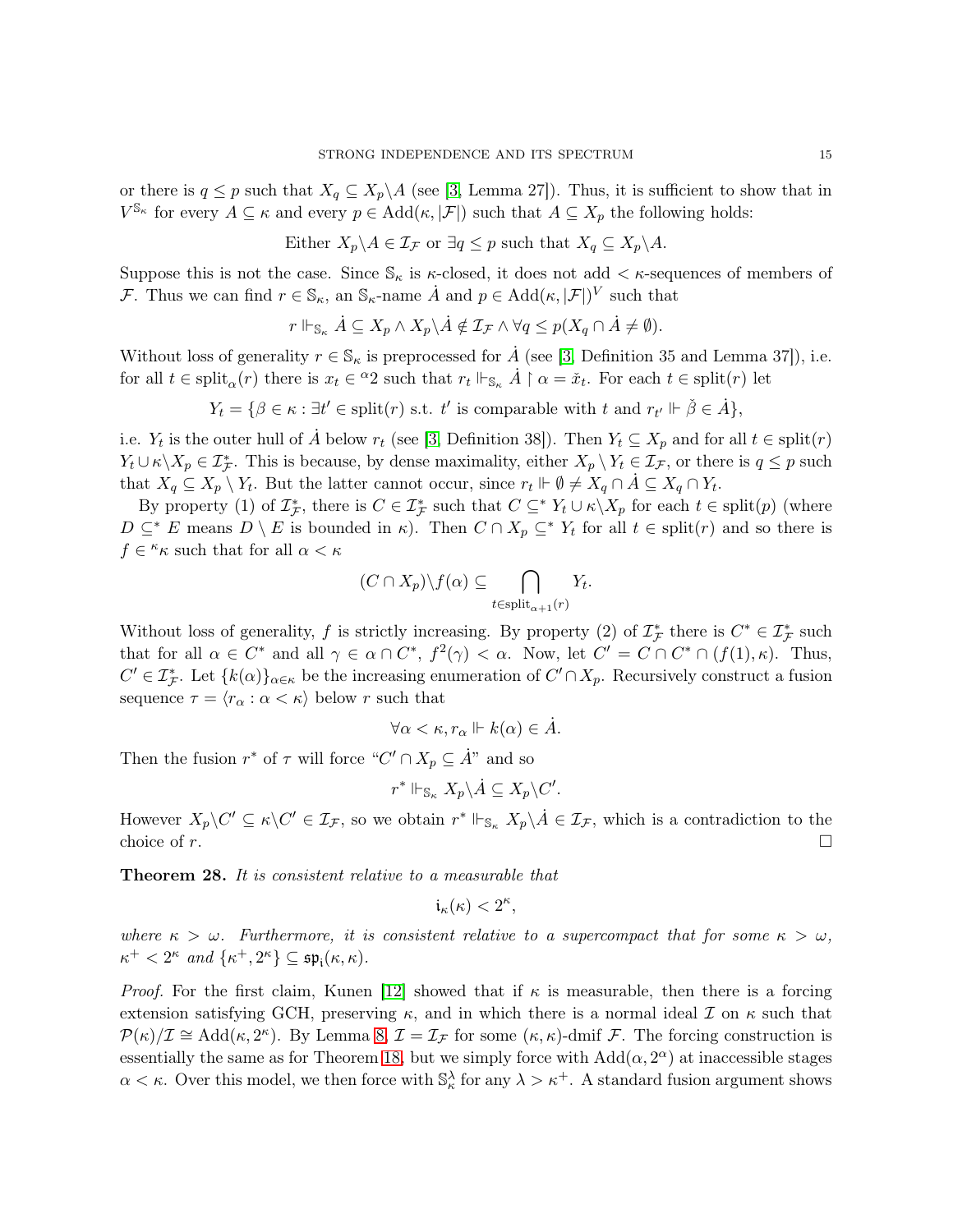or there is $q \leq p$ such that $X_q \subseteq X_p \backslash A$ (see [3, Lemma 27]). Thus, it is sufficient to show that in $V^{\mathbb{S}_\kappa}$ for every $A \subseteq \kappa$ and every $p \in \mathrm{Add}(\kappa, |\mathcal{F}|)$ such that $A \subseteq X_p$ the following holds:

$$\text{Either } X_p \backslash A \in \mathcal{I}_\mathcal{F} \text{ or } \exists q \leq p \text{ such that } X_q \subseteq X_p \backslash A.$$

Suppose this is not the case. Since $\mathbb{S}_\kappa$ is $\kappa$-closed, it does not add $< \kappa$-sequences of members of $\mathcal{F}$. Thus we can find $r \in \mathbb{S}_\kappa$, an $\mathbb{S}_\kappa$-name $\dot{A}$ and $p \in \mathrm{Add}(\kappa, |\mathcal{F}|)^V$ such that

$$r \Vdash_{\mathbb{S}_\kappa} \dot{A} \subseteq X_p \wedge X_p \backslash \dot{A} \notin \mathcal{I}_\mathcal{F} \wedge \forall q \leq p (X_q \cap \dot{A} \neq \emptyset).$$

Without loss of generality $r \in \mathbb{S}_\kappa$ is preprocessed for $\dot{A}$ (see [3, Definition 35 and Lemma 37]), i.e. for all $t \in \mathrm{split}_\alpha(r)$ there is $x_t \in {}^\alpha 2$ such that $r_t \Vdash_{\mathbb{S}_\kappa} \dot{A} \restriction \alpha = \check{x}_t$. For each $t \in \mathrm{split}(r)$ let

$$Y_t = \{\beta \in \kappa : \exists t' \in \mathrm{split}(r) \text{ s.t. } t' \text{ is comparable with } t \text{ and } r_{t'} \Vdash \check{\beta} \in \dot{A}\},$$

i.e. $Y_t$ is the outer hull of $\dot{A}$ below $r_t$ (see [3, Definition 38]). Then $Y_t \subseteq X_p$ and for all $t \in \mathrm{split}(r)$ $Y_t \cup \kappa \backslash X_p \in \mathcal{I}^*_\mathcal{F}$. This is because, by dense maximality, either $X_p \setminus Y_t \in \mathcal{I}_\mathcal{F}$, or there is $q \leq p$ such that $X_q \subseteq X_p \setminus Y_t$. But the latter cannot occur, since $r_t \Vdash \emptyset \neq X_q \cap \dot{A} \subseteq X_q \cap Y_t$.

By property (1) of $\mathcal{I}^*_\mathcal{F}$, there is $C \in \mathcal{I}^*_\mathcal{F}$ such that $C \subseteq^* Y_t \cup \kappa \backslash X_p$ for each $t \in \mathrm{split}(p)$ (where $D \subseteq^* E$ means $D \setminus E$ is bounded in $\kappa$). Then $C \cap X_p \subseteq^* Y_t$ for all $t \in \mathrm{split}(r)$ and so there is $f \in {}^\kappa\kappa$ such that for all $\alpha < \kappa$

$$(C \cap X_p) \backslash f(\alpha) \subseteq \bigcap_{t \in \mathrm{split}_{\alpha+1}(r)} Y_t.$$

Without loss of generality, $f$ is strictly increasing. By property (2) of $\mathcal{I}^*_\mathcal{F}$ there is $C^* \in \mathcal{I}^*_\mathcal{F}$ such that for all $\alpha \in C^*$ and all $\gamma \in \alpha \cap C^*$, $f^2(\gamma) < \alpha$. Now, let $C' = C \cap C^* \cap (f(1), \kappa)$. Thus, $C' \in \mathcal{I}^*_\mathcal{F}$. Let $\{k(\alpha)\}_{\alpha \in \kappa}$ be the increasing enumeration of $C' \cap X_p$. Recursively construct a fusion sequence $\tau = \langle r_\alpha : \alpha < \kappa \rangle$ below $r$ such that

$$\forall \alpha < \kappa, r_\alpha \Vdash k(\alpha) \in \dot{A}.$$

Then the fusion $r^*$ of $\tau$ will force "$C' \cap X_p \subseteq \dot{A}$" and so

$$r^* \Vdash_{\mathbb{S}_\kappa} X_p \backslash \dot{A} \subseteq X_p \backslash C'.$$

However $X_p \backslash C' \subseteq \kappa \backslash C' \in \mathcal{I}_\mathcal{F}$, so we obtain $r^* \Vdash_{\mathbb{S}_\kappa} X_p \backslash \dot{A} \in \mathcal{I}_\mathcal{F}$, which is a contradiction to the choice of $r$. $\square$

**Theorem 28.** *It is consistent relative to a measurable that*

$$\mathfrak{i}_\kappa(\kappa) < 2^\kappa,$$

*where $\kappa > \omega$. Furthermore, it is consistent relative to a supercompact that for some $\kappa > \omega$, $\kappa^+ < 2^\kappa$ and $\{\kappa^+, 2^\kappa\} \subseteq \mathfrak{sp}_\mathfrak{i}(\kappa, \kappa)$.*

*Proof.* For the first claim, Kunen [12] showed that if $\kappa$ is measurable, then there is a forcing extension satisfying GCH, preserving $\kappa$, and in which there is a normal ideal $\mathcal{I}$ on $\kappa$ such that $\mathcal{P}(\kappa)/\mathcal{I} \cong \mathrm{Add}(\kappa, 2^\kappa)$. By Lemma 8, $\mathcal{I} = \mathcal{I}_\mathcal{F}$ for some $(\kappa, \kappa)$-dmif $\mathcal{F}$. The forcing construction is essentially the same as for Theorem 18, but we simply force with $\mathrm{Add}(\alpha, 2^\alpha)$ at inaccessible stages $\alpha < \kappa$. Over this model, we then force with $\mathbb{S}^\lambda_\kappa$ for any $\lambda > \kappa^+$. A standard fusion argument shows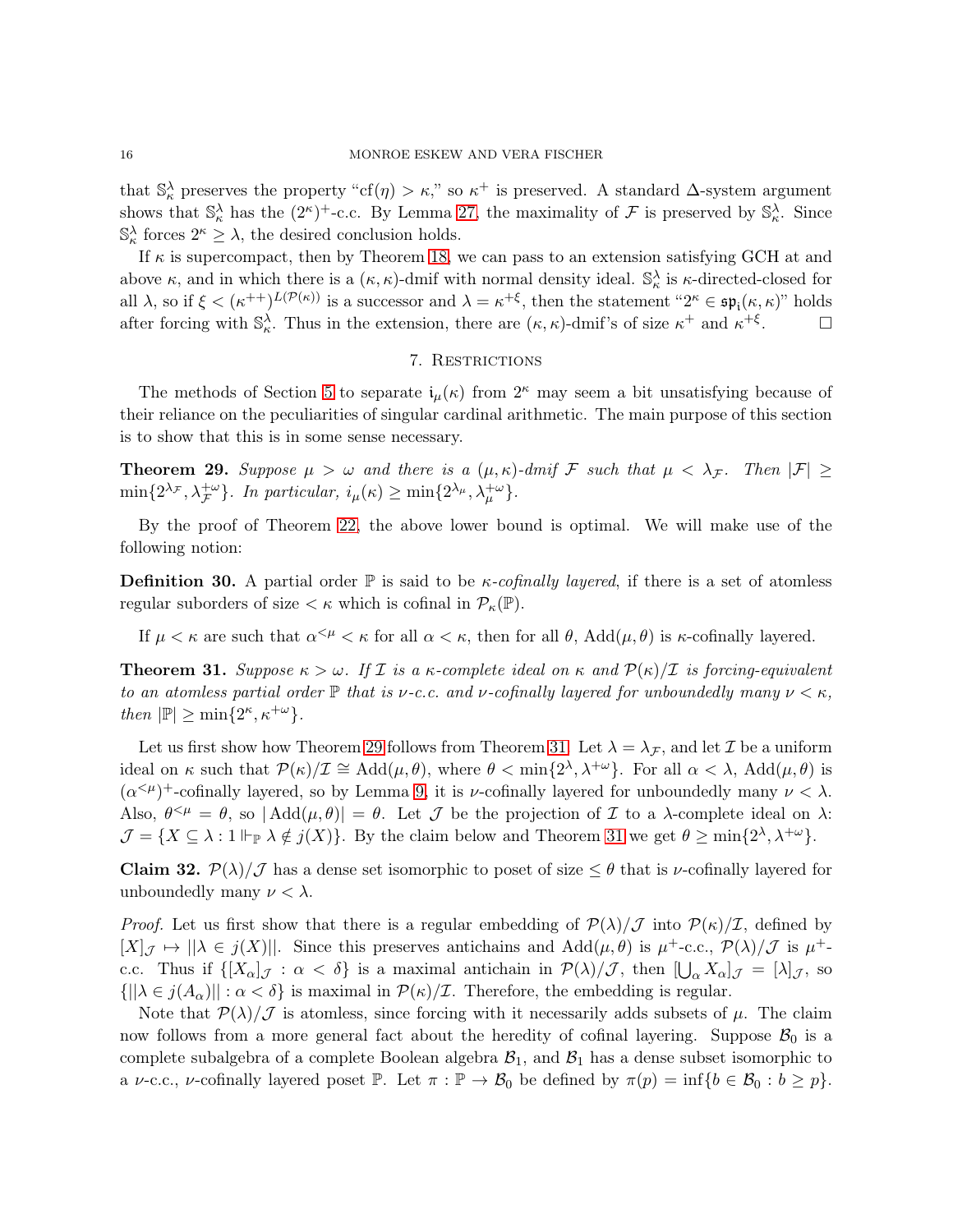that $\mathbb{S}^\lambda_\kappa$ preserves the property "$\text{cf}(\eta) > \kappa$," so $\kappa^+$ is preserved. A standard $\Delta$-system argument shows that $\mathbb{S}^\lambda_\kappa$ has the $(2^\kappa)^+$-c.c. By Lemma 27, the maximality of $\mathcal{F}$ is preserved by $\mathbb{S}^\lambda_\kappa$. Since $\mathbb{S}^\lambda_\kappa$ forces $2^\kappa \geq \lambda$, the desired conclusion holds.

If $\kappa$ is supercompact, then by Theorem 18, we can pass to an extension satisfying GCH at and above $\kappa$, and in which there is a $(\kappa,\kappa)$-dmif with normal density ideal. $\mathbb{S}^\lambda_\kappa$ is $\kappa$-directed-closed for all $\lambda$, so if $\xi < (\kappa^{++})^{L(\mathcal{P}(\kappa))}$ is a successor and $\lambda = \kappa^{+\xi}$, then the statement "$2^\kappa \in \mathfrak{sp}_{\mathfrak{i}}(\kappa,\kappa)$" holds after forcing with $\mathbb{S}^\lambda_\kappa$. Thus in the extension, there are $(\kappa,\kappa)$-dmif's of size $\kappa^+$ and $\kappa^{+\xi}$. □

## 7. Restrictions

The methods of Section 5 to separate $\mathfrak{i}_\mu(\kappa)$ from $2^\kappa$ may seem a bit unsatisfying because of their reliance on the peculiarities of singular cardinal arithmetic. The main purpose of this section is to show that this is in some sense necessary.

**Theorem 29.** *Suppose $\mu > \omega$ and there is a $(\mu,\kappa)$-dmif $\mathcal{F}$ such that $\mu < \lambda_{\mathcal{F}}$. Then $|\mathcal{F}| \geq \min\{2^{\lambda_{\mathcal{F}}}, \lambda_{\mathcal{F}}^{+\omega}\}$. In particular, $i_\mu(\kappa) \geq \min\{2^{\lambda_\mu}, \lambda_\mu^{+\omega}\}$.*

By the proof of Theorem 22, the above lower bound is optimal. We will make use of the following notion:

**Definition 30.** A partial order $\mathbb{P}$ is said to be *$\kappa$-cofinally layered*, if there is a set of atomless regular suborders of size $< \kappa$ which is cofinal in $\mathcal{P}_\kappa(\mathbb{P})$.

If $\mu < \kappa$ are such that $\alpha^{<\mu} < \kappa$ for all $\alpha < \kappa$, then for all $\theta$, $\text{Add}(\mu,\theta)$ is $\kappa$-cofinally layered.

**Theorem 31.** *Suppose $\kappa > \omega$. If $\mathcal{I}$ is a $\kappa$-complete ideal on $\kappa$ and $\mathcal{P}(\kappa)/\mathcal{I}$ is forcing-equivalent to an atomless partial order $\mathbb{P}$ that is $\nu$-c.c. and $\nu$-cofinally layered for unboundedly many $\nu < \kappa$, then $|\mathbb{P}| \geq \min\{2^\kappa, \kappa^{+\omega}\}$.*

Let us first show how Theorem 29 follows from Theorem 31. Let $\lambda = \lambda_{\mathcal{F}}$, and let $\mathcal{I}$ be a uniform ideal on $\kappa$ such that $\mathcal{P}(\kappa)/\mathcal{I} \cong \text{Add}(\mu,\theta)$, where $\theta < \min\{2^\lambda, \lambda^{+\omega}\}$. For all $\alpha < \lambda$, $\text{Add}(\mu,\theta)$ is $(\alpha^{<\mu})^+$-cofinally layered, so by Lemma 9, it is $\nu$-cofinally layered for unboundedly many $\nu < \lambda$. Also, $\theta^{<\mu} = \theta$, so $|\text{Add}(\mu,\theta)| = \theta$. Let $\mathcal{J}$ be the projection of $\mathcal{I}$ to a $\lambda$-complete ideal on $\lambda$: $\mathcal{J} = \{X \subseteq \lambda : 1 \Vdash_{\mathbb{P}} \lambda \notin j(X)\}$. By the claim below and Theorem 31 we get $\theta \geq \min\{2^\lambda, \lambda^{+\omega}\}$.

**Claim 32.** $\mathcal{P}(\lambda)/\mathcal{J}$ has a dense set isomorphic to poset of size $\leq \theta$ that is $\nu$-cofinally layered for unboundedly many $\nu < \lambda$.

*Proof.* Let us first show that there is a regular embedding of $\mathcal{P}(\lambda)/\mathcal{J}$ into $\mathcal{P}(\kappa)/\mathcal{I}$, defined by $[X]_{\mathcal{J}} \mapsto ||\lambda \in j(X)||$. Since this preserves antichains and $\text{Add}(\mu,\theta)$ is $\mu^+$-c.c., $\mathcal{P}(\lambda)/\mathcal{J}$ is $\mu^+$-c.c. Thus if $\{[X_\alpha]_{\mathcal{J}} : \alpha < \delta\}$ is a maximal antichain in $\mathcal{P}(\lambda)/\mathcal{J}$, then $[\bigcup_\alpha X_\alpha]_{\mathcal{J}} = [\lambda]_{\mathcal{J}}$, so $\{||\lambda \in j(A_\alpha)|| : \alpha < \delta\}$ is maximal in $\mathcal{P}(\kappa)/\mathcal{I}$. Therefore, the embedding is regular.

Note that $\mathcal{P}(\lambda)/\mathcal{J}$ is atomless, since forcing with it necessarily adds subsets of $\mu$. The claim now follows from a more general fact about the heredity of cofinal layering. Suppose $\mathcal{B}_0$ is a complete subalgebra of a complete Boolean algebra $\mathcal{B}_1$, and $\mathcal{B}_1$ has a dense subset isomorphic to a $\nu$-c.c., $\nu$-cofinally layered poset $\mathbb{P}$. Let $\pi : \mathbb{P} \to \mathcal{B}_0$ be defined by $\pi(p) = \inf\{b \in \mathcal{B}_0 : b \geq p\}$.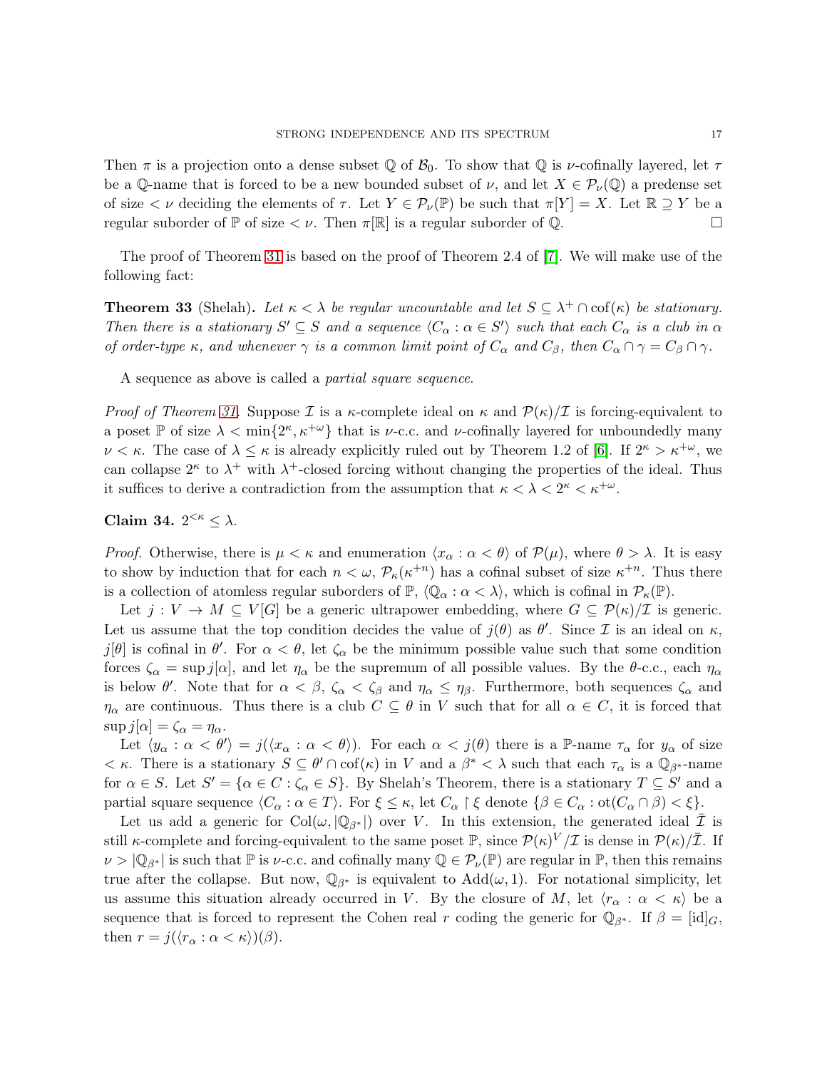Then $\pi$ is a projection onto a dense subset $\mathbb{Q}$ of $\mathcal{B}_0$. To show that $\mathbb{Q}$ is $\nu$-cofinally layered, let $\tau$ be a $\mathbb{Q}$-name that is forced to be a new bounded subset of $\nu$, and let $X \in \mathcal{P}_\nu(\mathbb{Q})$ a predense set of size $< \nu$ deciding the elements of $\tau$. Let $Y \in \mathcal{P}_\nu(\mathbb{P})$ be such that $\pi[Y] = X$. Let $\mathbb{R} \supseteq Y$ be a regular suborder of $\mathbb{P}$ of size $< \nu$. Then $\pi[\mathbb{R}]$ is a regular suborder of $\mathbb{Q}$. □

The proof of Theorem 31 is based on the proof of Theorem 2.4 of [7]. We will make use of the following fact:

**Theorem 33** (Shelah)**.** *Let $\kappa < \lambda$ be regular uncountable and let $S \subseteq \lambda^+ \cap \mathrm{cof}(\kappa)$ be stationary. Then there is a stationary $S' \subseteq S$ and a sequence $\langle C_\alpha : \alpha \in S' \rangle$ such that each $C_\alpha$ is a club in $\alpha$ of order-type $\kappa$, and whenever $\gamma$ is a common limit point of $C_\alpha$ and $C_\beta$, then $C_\alpha \cap \gamma = C_\beta \cap \gamma$.*

A sequence as above is called a *partial square sequence*.

*Proof of Theorem 31.* Suppose $\mathcal{I}$ is a $\kappa$-complete ideal on $\kappa$ and $\mathcal{P}(\kappa)/\mathcal{I}$ is forcing-equivalent to a poset $\mathbb{P}$ of size $\lambda < \min\{2^\kappa, \kappa^{+\omega}\}$ that is $\nu$-c.c. and $\nu$-cofinally layered for unboundedly many $\nu < \kappa$. The case of $\lambda \leq \kappa$ is already explicitly ruled out by Theorem 1.2 of [6]. If $2^\kappa > \kappa^{+\omega}$, we can collapse $2^\kappa$ to $\lambda^+$ with $\lambda^+$-closed forcing without changing the properties of the ideal. Thus it suffices to derive a contradiction from the assumption that $\kappa < \lambda < 2^\kappa < \kappa^{+\omega}$.

**Claim 34.** $2^{<\kappa} \leq \lambda$.

*Proof.* Otherwise, there is $\mu < \kappa$ and enumeration $\langle x_\alpha : \alpha < \theta \rangle$ of $\mathcal{P}(\mu)$, where $\theta > \lambda$. It is easy to show by induction that for each $n < \omega$, $\mathcal{P}_\kappa(\kappa^{+n})$ has a cofinal subset of size $\kappa^{+n}$. Thus there is a collection of atomless regular suborders of $\mathbb{P}$, $\langle \mathbb{Q}_\alpha : \alpha < \lambda \rangle$, which is cofinal in $\mathcal{P}_\kappa(\mathbb{P})$.

Let $j : V \to M \subseteq V[G]$ be a generic ultrapower embedding, where $G \subseteq \mathcal{P}(\kappa)/\mathcal{I}$ is generic. Let us assume that the top condition decides the value of $j(\theta)$ as $\theta'$. Since $\mathcal{I}$ is an ideal on $\kappa$, $j[\theta]$ is cofinal in $\theta'$. For $\alpha < \theta$, let $\zeta_\alpha$ be the minimum possible value such that some condition forces $\zeta_\alpha = \sup j[\alpha]$, and let $\eta_\alpha$ be the supremum of all possible values. By the $\theta$-c.c., each $\eta_\alpha$ is below $\theta'$. Note that for $\alpha < \beta$, $\zeta_\alpha < \zeta_\beta$ and $\eta_\alpha \leq \eta_\beta$. Furthermore, both sequences $\zeta_\alpha$ and $\eta_\alpha$ are continuous. Thus there is a club $C \subseteq \theta$ in $V$ such that for all $\alpha \in C$, it is forced that $\sup j[\alpha] = \zeta_\alpha = \eta_\alpha$.

Let $\langle y_\alpha : \alpha < \theta' \rangle = j(\langle x_\alpha : \alpha < \theta \rangle)$. For each $\alpha < j(\theta)$ there is a $\mathbb{P}$-name $\tau_\alpha$ for $y_\alpha$ of size $< \kappa$. There is a stationary $S \subseteq \theta' \cap \mathrm{cof}(\kappa)$ in $V$ and a $\beta^* < \lambda$ such that each $\tau_\alpha$ is a $\mathbb{Q}_{\beta^*}$-name for $\alpha \in S$. Let $S' = \{\alpha \in C : \zeta_\alpha \in S\}$. By Shelah's Theorem, there is a stationary $T \subseteq S'$ and a partial square sequence $\langle C_\alpha : \alpha \in T \rangle$. For $\xi \leq \kappa$, let $C_\alpha \restriction \xi$ denote $\{\beta \in C_\alpha : \mathrm{ot}(C_\alpha \cap \beta) < \xi\}$.

Let us add a generic for $\mathrm{Col}(\omega, |\mathbb{Q}_{\beta^*}|)$ over $V$. In this extension, the generated ideal $\bar{\mathcal{I}}$ is still $\kappa$-complete and forcing-equivalent to the same poset $\mathbb{P}$, since $\mathcal{P}(\kappa)^V/\mathcal{I}$ is dense in $\mathcal{P}(\kappa)/\bar{\mathcal{I}}$. If $\nu > |\mathbb{Q}_{\beta^*}|$ is such that $\mathbb{P}$ is $\nu$-c.c. and cofinally many $\mathbb{Q} \in \mathcal{P}_\nu(\mathbb{P})$ are regular in $\mathbb{P}$, then this remains true after the collapse. But now, $\mathbb{Q}_{\beta^*}$ is equivalent to $\mathrm{Add}(\omega, 1)$. For notational simplicity, let us assume this situation already occurred in $V$. By the closure of $M$, let $\langle r_\alpha : \alpha < \kappa \rangle$ be a sequence that is forced to represent the Cohen real $r$ coding the generic for $\mathbb{Q}_{\beta^*}$. If $\beta = [\mathrm{id}]_G$, then $r = j(\langle r_\alpha : \alpha < \kappa \rangle)(\beta)$.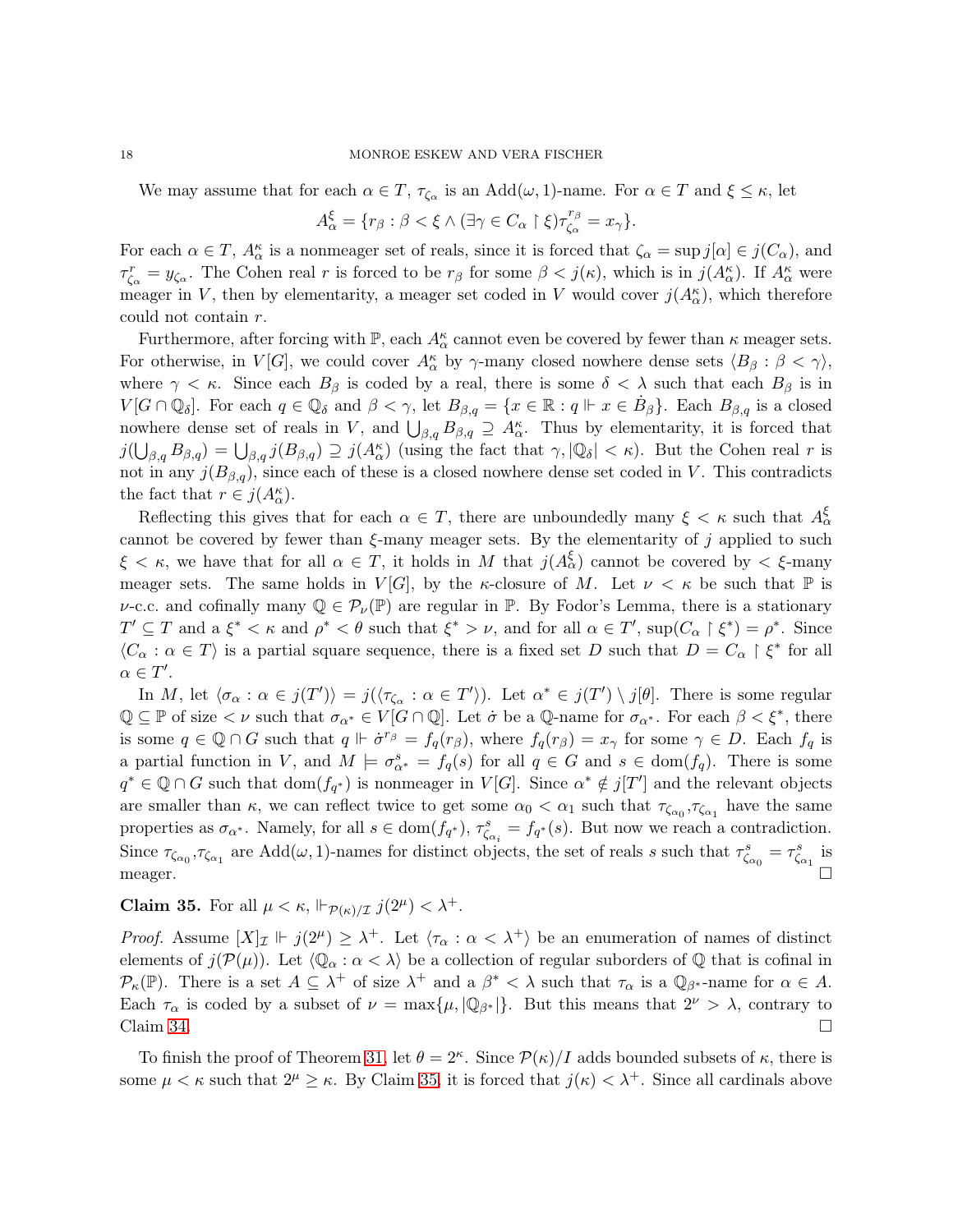We may assume that for each $\alpha \in T$, $\tau_{\zeta_\alpha}$ is an $\mathrm{Add}(\omega,1)$-name. For $\alpha \in T$ and $\xi \leq \kappa$, let

$$A^\xi_\alpha = \{r_\beta : \beta < \xi \wedge (\exists \gamma \in C_\alpha \restriction \xi) \tau^{r_\beta}_{\zeta_\alpha} = x_\gamma\}.$$

For each $\alpha \in T$, $A^\kappa_\alpha$ is a nonmeager set of reals, since it is forced that $\zeta_\alpha = \sup j[\alpha] \in j(C_\alpha)$, and $\tau^r_{\zeta_\alpha} = y_{\zeta_\alpha}$. The Cohen real $r$ is forced to be $r_\beta$ for some $\beta < j(\kappa)$, which is in $j(A^\kappa_\alpha)$. If $A^\kappa_\alpha$ were meager in $V$, then by elementarity, a meager set coded in $V$ would cover $j(A^\kappa_\alpha)$, which therefore could not contain $r$.

Furthermore, after forcing with $\mathbb{P}$, each $A^\kappa_\alpha$ cannot even be covered by fewer than $\kappa$ meager sets. For otherwise, in $V[G]$, we could cover $A^\kappa_\alpha$ by $\gamma$-many closed nowhere dense sets $\langle B_\beta : \beta < \gamma \rangle$, where $\gamma < \kappa$. Since each $B_\beta$ is coded by a real, there is some $\delta < \lambda$ such that each $B_\beta$ is in $V[G \cap \mathbb{Q}_\delta]$. For each $q \in \mathbb{Q}_\delta$ and $\beta < \gamma$, let $B_{\beta,q} = \{x \in \mathbb{R} : q \Vdash x \in \dot{B}_\beta\}$. Each $B_{\beta,q}$ is a closed nowhere dense set of reals in $V$, and $\bigcup_{\beta,q} B_{\beta,q} \supseteq A^\kappa_\alpha$. Thus by elementarity, it is forced that $j(\bigcup_{\beta,q} B_{\beta,q}) = \bigcup_{\beta,q} j(B_{\beta,q}) \supseteq j(A^\kappa_\alpha)$ (using the fact that $\gamma, |\mathbb{Q}_\delta| < \kappa$). But the Cohen real $r$ is not in any $j(B_{\beta,q})$, since each of these is a closed nowhere dense set coded in $V$. This contradicts the fact that $r \in j(A^\kappa_\alpha)$.

Reflecting this gives that for each $\alpha \in T$, there are unboundedly many $\xi < \kappa$ such that $A^\xi_\alpha$ cannot be covered by fewer than $\xi$-many meager sets. By the elementarity of $j$ applied to such $\xi < \kappa$, we have that for all $\alpha \in T$, it holds in $M$ that $j(A^\xi_\alpha)$ cannot be covered by $< \xi$-many meager sets. The same holds in $V[G]$, by the $\kappa$-closure of $M$. Let $\nu < \kappa$ be such that $\mathbb{P}$ is $\nu$-c.c. and cofinally many $\mathbb{Q} \in \mathcal{P}_\nu(\mathbb{P})$ are regular in $\mathbb{P}$. By Fodor's Lemma, there is a stationary $T' \subseteq T$ and a $\xi^* < \kappa$ and $\rho^* < \theta$ such that $\xi^* > \nu$, and for all $\alpha \in T'$, $\sup(C_\alpha \restriction \xi^*) = \rho^*$. Since $\langle C_\alpha : \alpha \in T \rangle$ is a partial square sequence, there is a fixed set $D$ such that $D = C_\alpha \restriction \xi^*$ for all $\alpha \in T'$.

In $M$, let $\langle \sigma_\alpha : \alpha \in j(T') \rangle = j(\langle \tau_{\zeta_\alpha} : \alpha \in T' \rangle)$. Let $\alpha^* \in j(T') \setminus j[\theta]$. There is some regular $\mathbb{Q} \subseteq \mathbb{P}$ of size $< \nu$ such that $\sigma_{\alpha^*} \in V[G \cap \mathbb{Q}]$. Let $\dot{\sigma}$ be a $\mathbb{Q}$-name for $\sigma_{\alpha^*}$. For each $\beta < \xi^*$, there is some $q \in \mathbb{Q} \cap G$ such that $q \Vdash \dot{\sigma}^{r_\beta} = f_q(r_\beta)$, where $f_q(r_\beta) = x_\gamma$ for some $\gamma \in D$. Each $f_q$ is a partial function in $V$, and $M \models \sigma^s_{\alpha^*} = f_q(s)$ for all $q \in G$ and $s \in \mathrm{dom}(f_q)$. There is some $q^* \in \mathbb{Q} \cap G$ such that $\mathrm{dom}(f_{q^*})$ is nonmeager in $V[G]$. Since $\alpha^* \notin j[T']$ and the relevant objects are smaller than $\kappa$, we can reflect twice to get some $\alpha_0 < \alpha_1$ such that $\tau_{\zeta_{\alpha_0}}, \tau_{\zeta_{\alpha_1}}$ have the same properties as $\sigma_{\alpha^*}$. Namely, for all $s \in \mathrm{dom}(f_{q^*})$, $\tau^s_{\zeta_{\alpha_i}} = f_{q^*}(s)$. But now we reach a contradiction. Since $\tau_{\zeta_{\alpha_0}}, \tau_{\zeta_{\alpha_1}}$ are $\mathrm{Add}(\omega,1)$-names for distinct objects, the set of reals $s$ such that $\tau^s_{\zeta_{\alpha_0}} = \tau^s_{\zeta_{\alpha_1}}$ is meager. $\square$

**Claim 35.** For all $\mu < \kappa$, $\Vdash_{\mathcal{P}(\kappa)/\mathcal{I}} j(2^\mu) < \lambda^+$.

*Proof.* Assume $[X]_{\mathcal{I}} \Vdash j(2^\mu) \geq \lambda^+$. Let $\langle \tau_\alpha : \alpha < \lambda^+ \rangle$ be an enumeration of names of distinct elements of $j(\mathcal{P}(\mu))$. Let $\langle \mathbb{Q}_\alpha : \alpha < \lambda \rangle$ be a collection of regular suborders of $\mathbb{Q}$ that is cofinal in $\mathcal{P}_\kappa(\mathbb{P})$. There is a set $A \subseteq \lambda^+$ of size $\lambda^+$ and a $\beta^* < \lambda$ such that $\tau_\alpha$ is a $\mathbb{Q}_{\beta^*}$-name for $\alpha \in A$. Each $\tau_\alpha$ is coded by a subset of $\nu = \max\{\mu, |\mathbb{Q}_{\beta^*}|\}$. But this means that $2^\nu > \lambda$, contrary to Claim 34. $\square$

To finish the proof of Theorem 31, let $\theta = 2^\kappa$. Since $\mathcal{P}(\kappa)/I$ adds bounded subsets of $\kappa$, there is some $\mu < \kappa$ such that $2^\mu \geq \kappa$. By Claim 35, it is forced that $j(\kappa) < \lambda^+$. Since all cardinals above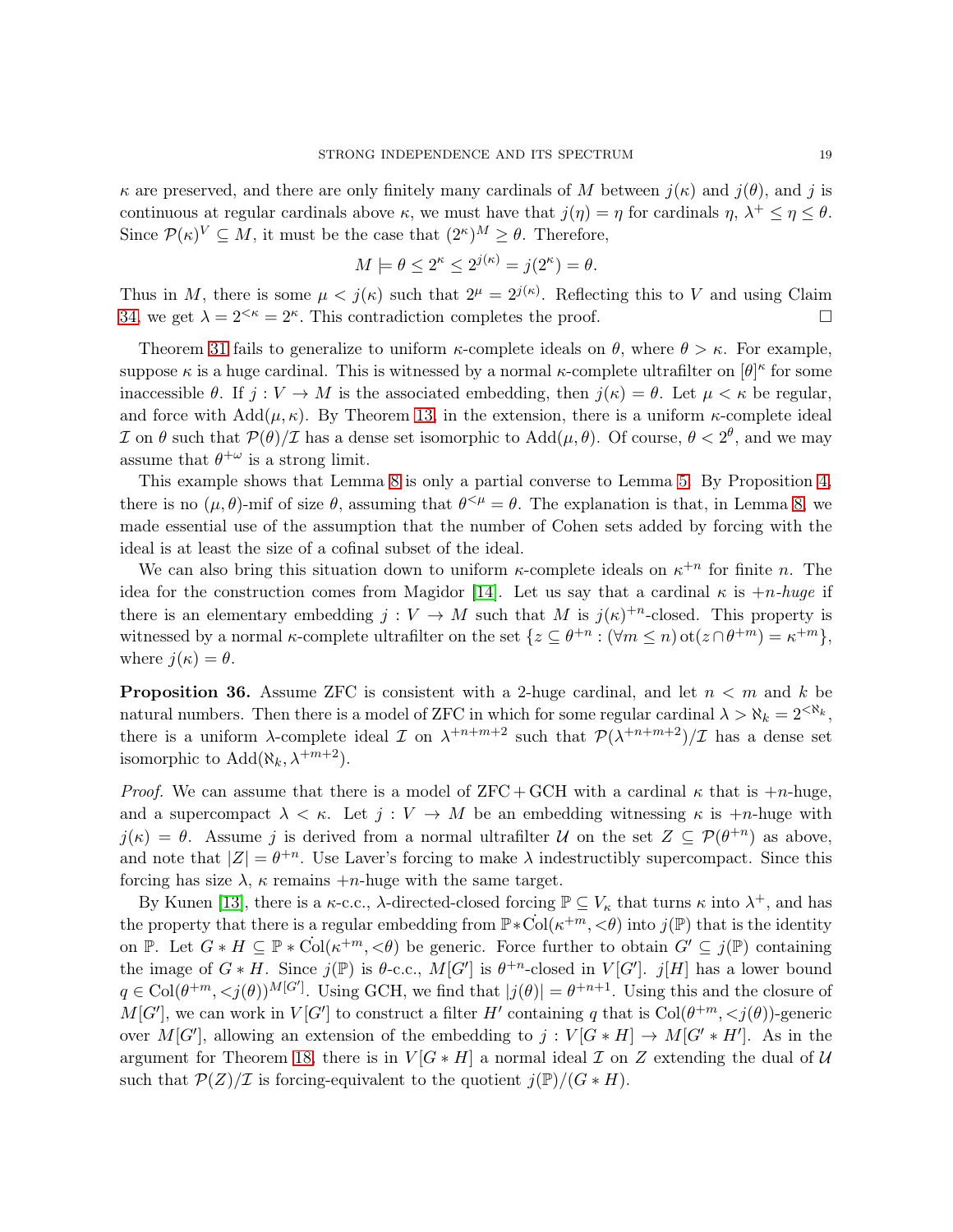$\kappa$ are preserved, and there are only finitely many cardinals of $M$ between $j(\kappa)$ and $j(\theta)$, and $j$ is continuous at regular cardinals above $\kappa$, we must have that $j(\eta) = \eta$ for cardinals $\eta$, $\lambda^+ \leq \eta \leq \theta$. Since $\mathcal{P}(\kappa)^V \subseteq M$, it must be the case that $(2^\kappa)^M \geq \theta$. Therefore,

$$M \models \theta \leq 2^\kappa \leq 2^{j(\kappa)} = j(2^\kappa) = \theta.$$

Thus in $M$, there is some $\mu < j(\kappa)$ such that $2^\mu = 2^{j(\kappa)}$. Reflecting this to $V$ and using Claim 34, we get $\lambda = 2^{<\kappa} = 2^\kappa$. This contradiction completes the proof. $\square$

Theorem 31 fails to generalize to uniform $\kappa$-complete ideals on $\theta$, where $\theta > \kappa$. For example, suppose $\kappa$ is a huge cardinal. This is witnessed by a normal $\kappa$-complete ultrafilter on $[\theta]^\kappa$ for some inaccessible $\theta$. If $j : V \to M$ is the associated embedding, then $j(\kappa) = \theta$. Let $\mu < \kappa$ be regular, and force with $\text{Add}(\mu, \kappa)$. By Theorem 13, in the extension, there is a uniform $\kappa$-complete ideal $\mathcal{I}$ on $\theta$ such that $\mathcal{P}(\theta)/\mathcal{I}$ has a dense set isomorphic to $\text{Add}(\mu, \theta)$. Of course, $\theta < 2^\theta$, and we may assume that $\theta^{+\omega}$ is a strong limit.

This example shows that Lemma 8 is only a partial converse to Lemma 5. By Proposition 4, there is no $(\mu, \theta)$-mif of size $\theta$, assuming that $\theta^{<\mu} = \theta$. The explanation is that, in Lemma 8, we made essential use of the assumption that the number of Cohen sets added by forcing with the ideal is at least the size of a cofinal subset of the ideal.

We can also bring this situation down to uniform $\kappa$-complete ideals on $\kappa^{+n}$ for finite $n$. The idea for the construction comes from Magidor [14]. Let us say that a cardinal $\kappa$ is *$+n$-huge* if there is an elementary embedding $j : V \to M$ such that $M$ is $j(\kappa)^{+n}$-closed. This property is witnessed by a normal $\kappa$-complete ultrafilter on the set $\{z \subseteq \theta^{+n} : (\forall m \leq n)\, \text{ot}(z \cap \theta^{+m}) = \kappa^{+m}\}$, where $j(\kappa) = \theta$.

**Proposition 36.** Assume ZFC is consistent with a 2-huge cardinal, and let $n < m$ and $k$ be natural numbers. Then there is a model of ZFC in which for some regular cardinal $\lambda > \aleph_k = 2^{<\aleph_k}$, there is a uniform $\lambda$-complete ideal $\mathcal{I}$ on $\lambda^{+n+m+2}$ such that $\mathcal{P}(\lambda^{+n+m+2})/\mathcal{I}$ has a dense set isomorphic to $\text{Add}(\aleph_k, \lambda^{+m+2})$.

*Proof.* We can assume that there is a model of ZFC + GCH with a cardinal $\kappa$ that is $+n$-huge, and a supercompact $\lambda < \kappa$. Let $j : V \to M$ be an embedding witnessing $\kappa$ is $+n$-huge with $j(\kappa) = \theta$. Assume $j$ is derived from a normal ultrafilter $\mathcal{U}$ on the set $Z \subseteq \mathcal{P}(\theta^{+n})$ as above, and note that $|Z| = \theta^{+n}$. Use Laver's forcing to make $\lambda$ indestructibly supercompact. Since this forcing has size $\lambda$, $\kappa$ remains $+n$-huge with the same target.

By Kunen [13], there is a $\kappa$-c.c., $\lambda$-directed-closed forcing $\mathbb{P} \subseteq V_\kappa$ that turns $\kappa$ into $\lambda^+$, and has the property that there is a regular embedding from $\mathbb{P} * \dot{\text{Col}}(\kappa^{+m}, <\theta)$ into $j(\mathbb{P})$ that is the identity on $\mathbb{P}$. Let $G * H \subseteq \mathbb{P} * \dot{\text{Col}}(\kappa^{+m}, <\theta)$ be generic. Force further to obtain $G' \subseteq j(\mathbb{P})$ containing the image of $G * H$. Since $j(\mathbb{P})$ is $\theta$-c.c., $M[G']$ is $\theta^{+n}$-closed in $V[G']$. $j[H]$ has a lower bound $q \in \text{Col}(\theta^{+m}, <j(\theta))^{M[G']}$. Using GCH, we find that $|j(\theta)| = \theta^{+n+1}$. Using this and the closure of $M[G']$, we can work in $V[G']$ to construct a filter $H'$ containing $q$ that is $\text{Col}(\theta^{+m}, <j(\theta))$-generic over $M[G']$, allowing an extension of the embedding to $j : V[G * H] \to M[G' * H']$. As in the argument for Theorem 18, there is in $V[G * H]$ a normal ideal $\mathcal{I}$ on $Z$ extending the dual of $\mathcal{U}$ such that $\mathcal{P}(Z)/\mathcal{I}$ is forcing-equivalent to the quotient $j(\mathbb{P})/(G * H)$.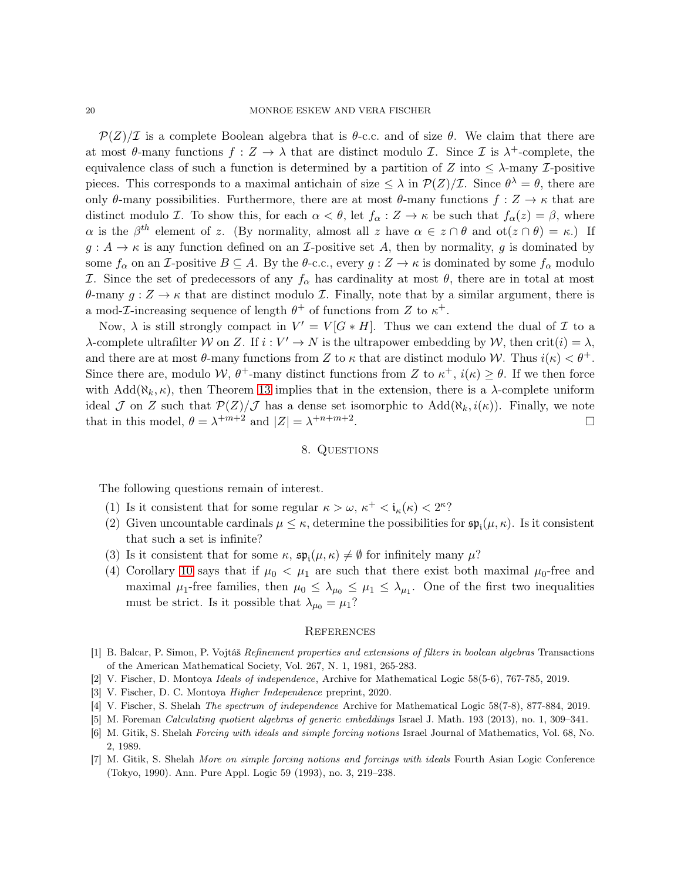$\mathcal{P}(Z)/\mathcal{I}$ is a complete Boolean algebra that is $\theta$-c.c. and of size $\theta$. We claim that there are at most $\theta$-many functions $f : Z \to \lambda$ that are distinct modulo $\mathcal{I}$. Since $\mathcal{I}$ is $\lambda^+$-complete, the equivalence class of such a function is determined by a partition of $Z$ into $\leq \lambda$-many $\mathcal{I}$-positive pieces. This corresponds to a maximal antichain of size $\leq \lambda$ in $\mathcal{P}(Z)/\mathcal{I}$. Since $\theta^\lambda = \theta$, there are only $\theta$-many possibilities. Furthermore, there are at most $\theta$-many functions $f : Z \to \kappa$ that are distinct modulo $\mathcal{I}$. To show this, for each $\alpha < \theta$, let $f_\alpha : Z \to \kappa$ be such that $f_\alpha(z) = \beta$, where $\alpha$ is the $\beta^{th}$ element of $z$. (By normality, almost all $z$ have $\alpha \in z \cap \theta$ and $\text{ot}(z \cap \theta) = \kappa$.) If $g : A \to \kappa$ is any function defined on an $\mathcal{I}$-positive set $A$, then by normality, $g$ is dominated by some $f_\alpha$ on an $\mathcal{I}$-positive $B \subseteq A$. By the $\theta$-c.c., every $g : Z \to \kappa$ is dominated by some $f_\alpha$ modulo $\mathcal{I}$. Since the set of predecessors of any $f_\alpha$ has cardinality at most $\theta$, there are in total at most $\theta$-many $g : Z \to \kappa$ that are distinct modulo $\mathcal{I}$. Finally, note that by a similar argument, there is a mod-$\mathcal{I}$-increasing sequence of length $\theta^+$ of functions from $Z$ to $\kappa^+$.

Now, $\lambda$ is still strongly compact in $V' = V[G * H]$. Thus we can extend the dual of $\mathcal{I}$ to a $\lambda$-complete ultrafilter $\mathcal{W}$ on $Z$. If $i : V' \to N$ is the ultrapower embedding by $\mathcal{W}$, then $\text{crit}(i) = \lambda$, and there are at most $\theta$-many functions from $Z$ to $\kappa$ that are distinct modulo $\mathcal{W}$. Thus $i(\kappa) < \theta^+$. Since there are, modulo $\mathcal{W}$, $\theta^+$-many distinct functions from $Z$ to $\kappa^+$, $i(\kappa) \geq \theta$. If we then force with $\text{Add}(\aleph_k, \kappa)$, then Theorem 13 implies that in the extension, there is a $\lambda$-complete uniform ideal $\mathcal{J}$ on $Z$ such that $\mathcal{P}(Z)/\mathcal{J}$ has a dense set isomorphic to $\text{Add}(\aleph_k, i(\kappa))$. Finally, we note that in this model, $\theta = \lambda^{+m+2}$ and $|Z| = \lambda^{+n+m+2}$. □

## 8. Questions

The following questions remain of interest.

1. Is it consistent that for some regular $\kappa > \omega$, $\kappa^+ < \mathfrak{i}_\kappa(\kappa) < 2^\kappa$?
2. Given uncountable cardinals $\mu \leq \kappa$, determine the possibilities for $\mathfrak{sp}_\mathfrak{i}(\mu, \kappa)$. Is it consistent that such a set is infinite?
3. Is it consistent that for some $\kappa$, $\mathfrak{sp}_\mathfrak{i}(\mu, \kappa) \neq \emptyset$ for infinitely many $\mu$?
4. Corollary 10 says that if $\mu_0 < \mu_1$ are such that there exist both maximal $\mu_0$-free and maximal $\mu_1$-free families, then $\mu_0 \leq \lambda_{\mu_0} \leq \mu_1 \leq \lambda_{\mu_1}$. One of the first two inequalities must be strict. Is it possible that $\lambda_{\mu_0} = \mu_1$?

## References

[1] B. Balcar, P. Simon, P. Vojtáš *Refinement properties and extensions of filters in boolean algebras* Transactions of the American Mathematical Society, Vol. 267, N. 1, 1981, 265-283.

[2] V. Fischer, D. Montoya *Ideals of independence*, Archive for Mathematical Logic 58(5-6), 767-785, 2019.

[3] V. Fischer, D. C. Montoya *Higher Independence* preprint, 2020.

[4] V. Fischer, S. Shelah *The spectrum of independence* Archive for Mathematical Logic 58(7-8), 877-884, 2019.

[5] M. Foreman *Calculating quotient algebras of generic embeddings* Israel J. Math. 193 (2013), no. 1, 309–341.

[6] M. Gitik, S. Shelah *Forcing with ideals and simple forcing notions* Israel Journal of Mathematics, Vol. 68, No. 2, 1989.

[7] M. Gitik, S. Shelah *More on simple forcing notions and forcings with ideals* Fourth Asian Logic Conference (Tokyo, 1990). Ann. Pure Appl. Logic 59 (1993), no. 3, 219–238.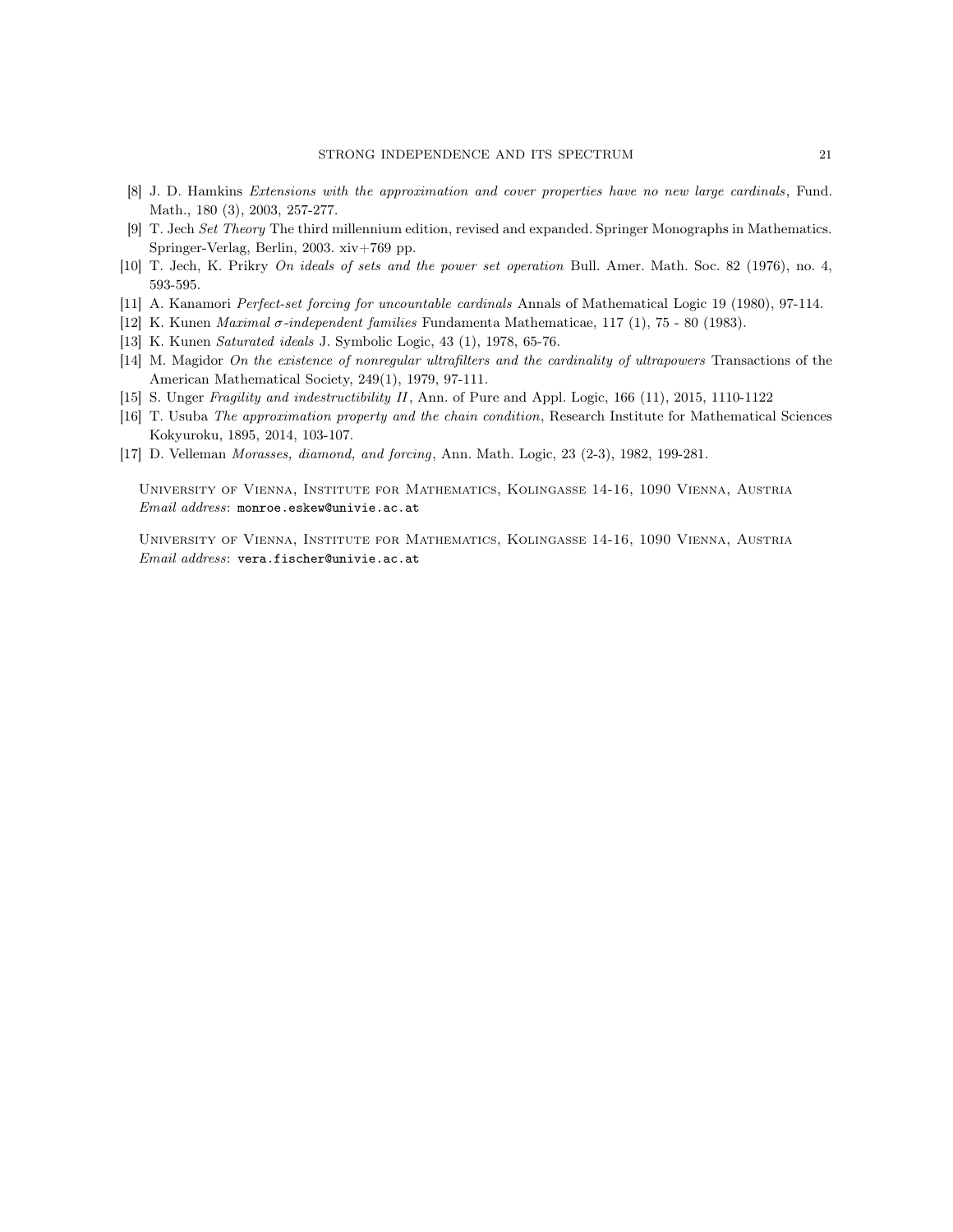[8] J. D. Hamkins *Extensions with the approximation and cover properties have no new large cardinals*, Fund. Math., 180 (3), 2003, 257-277.

[9] T. Jech *Set Theory* The third millennium edition, revised and expanded. Springer Monographs in Mathematics. Springer-Verlag, Berlin, 2003. xiv+769 pp.

[10] T. Jech, K. Prikry *On ideals of sets and the power set operation* Bull. Amer. Math. Soc. 82 (1976), no. 4, 593-595.

[11] A. Kanamori *Perfect-set forcing for uncountable cardinals* Annals of Mathematical Logic 19 (1980), 97-114.

[12] K. Kunen *Maximal $\sigma$-independent families* Fundamenta Mathematicae, 117 (1), 75 - 80 (1983).

[13] K. Kunen *Saturated ideals* J. Symbolic Logic, 43 (1), 1978, 65-76.

[14] M. Magidor *On the existence of nonregular ultrafilters and the cardinality of ultrapowers* Transactions of the American Mathematical Society, 249(1), 1979, 97-111.

[15] S. Unger *Fragility and indestructibility II*, Ann. of Pure and Appl. Logic, 166 (11), 2015, 1110-1122

[16] T. Usuba *The approximation property and the chain condition*, Research Institute for Mathematical Sciences Kokyuroku, 1895, 2014, 103-107.

[17] D. Velleman *Morasses, diamond, and forcing*, Ann. Math. Logic, 23 (2-3), 1982, 199-281.

University of Vienna, Institute for Mathematics, Kolingasse 14-16, 1090 Vienna, Austria
*Email address*: monroe.eskew@univie.ac.at

University of Vienna, Institute for Mathematics, Kolingasse 14-16, 1090 Vienna, Austria
*Email address*: vera.fischer@univie.ac.at